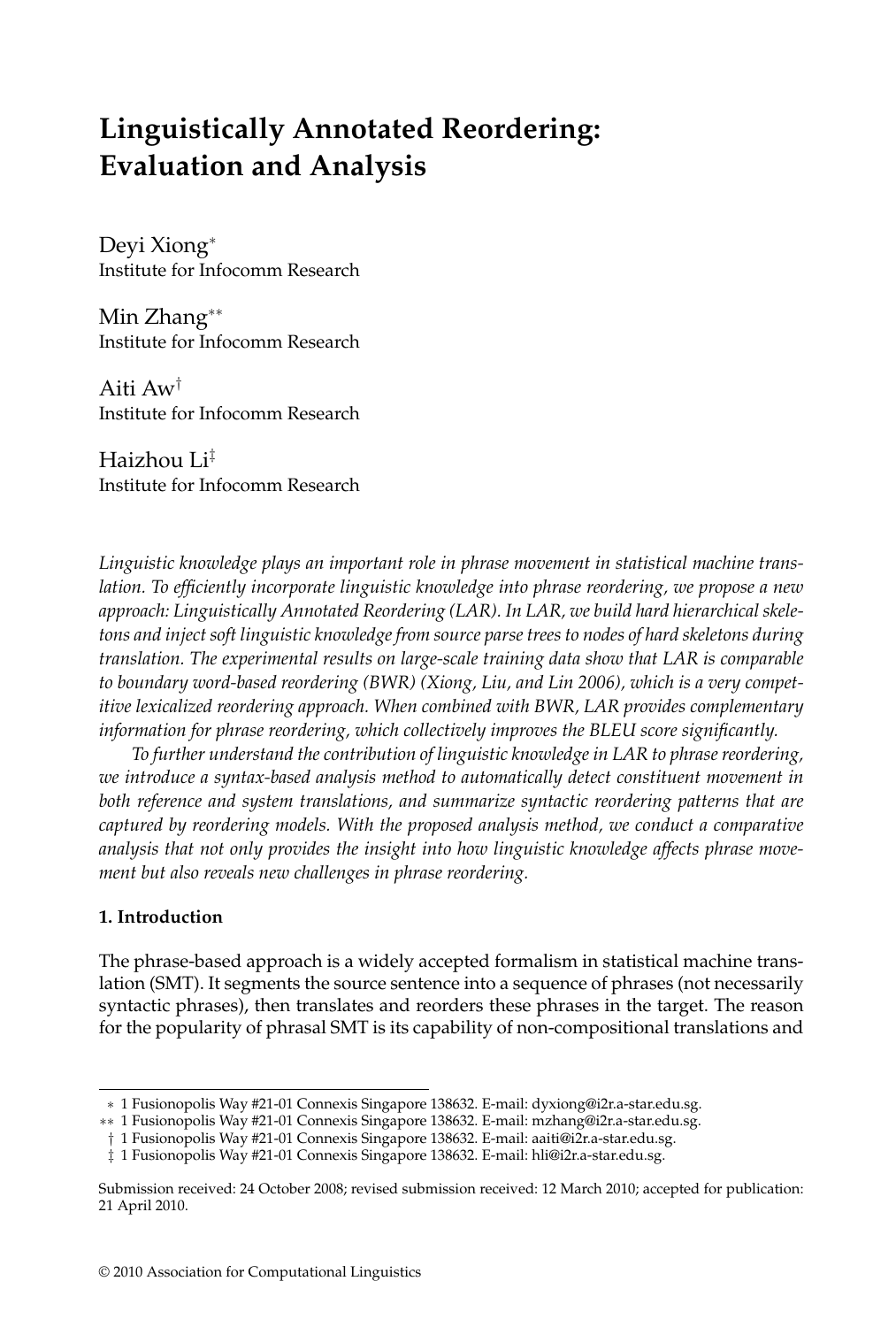# Linguistically Annotated Reordering: Evaluation and Analysis

Deyi Xiong[*]
Institute for Infocomm Research

Min Zhang[**]
Institute for Infocomm Research

Aiti Aw[†]
Institute for Infocomm Research

Haizhou Li[‡]
Institute for Infocomm Research

*Linguistic knowledge plays an important role in phrase movement in statistical machine translation. To efficiently incorporate linguistic knowledge into phrase reordering, we propose a new approach: Linguistically Annotated Reordering (LAR). In LAR, we build hard hierarchical skeletons and inject soft linguistic knowledge from source parse trees to nodes of hard skeletons during translation. The experimental results on large-scale training data show that LAR is comparable to boundary word-based reordering (BWR) (Xiong, Liu, and Lin 2006), which is a very competitive lexicalized reordering approach. When combined with BWR, LAR provides complementary information for phrase reordering, which collectively improves the BLEU score significantly.*

*To further understand the contribution of linguistic knowledge in LAR to phrase reordering, we introduce a syntax-based analysis method to automatically detect constituent movement in both reference and system translations, and summarize syntactic reordering patterns that are captured by reordering models. With the proposed analysis method, we conduct a comparative analysis that not only provides the insight into how linguistic knowledge affects phrase movement but also reveals new challenges in phrase reordering.*

## 1. Introduction

The phrase-based approach is a widely accepted formalism in statistical machine translation (SMT). It segments the source sentence into a sequence of phrases (not necessarily syntactic phrases), then translates and reorders these phrases in the target. The reason for the popularity of phrasal SMT is its capability of non-compositional translations and

---

* 1 Fusionopolis Way #21-01 Connexis Singapore 138632. E-mail: dyxiong@i2r.a-star.edu.sg.
** 1 Fusionopolis Way #21-01 Connexis Singapore 138632. E-mail: mzhang@i2r.a-star.edu.sg.
† 1 Fusionopolis Way #21-01 Connexis Singapore 138632. E-mail: aaiti@i2r.a-star.edu.sg.
‡ 1 Fusionopolis Way #21-01 Connexis Singapore 138632. E-mail: hli@i2r.a-star.edu.sg.

Submission received: 24 October 2008; revised submission received: 12 March 2010; accepted for publication: 21 April 2010.

© 2010 Association for Computational Linguistics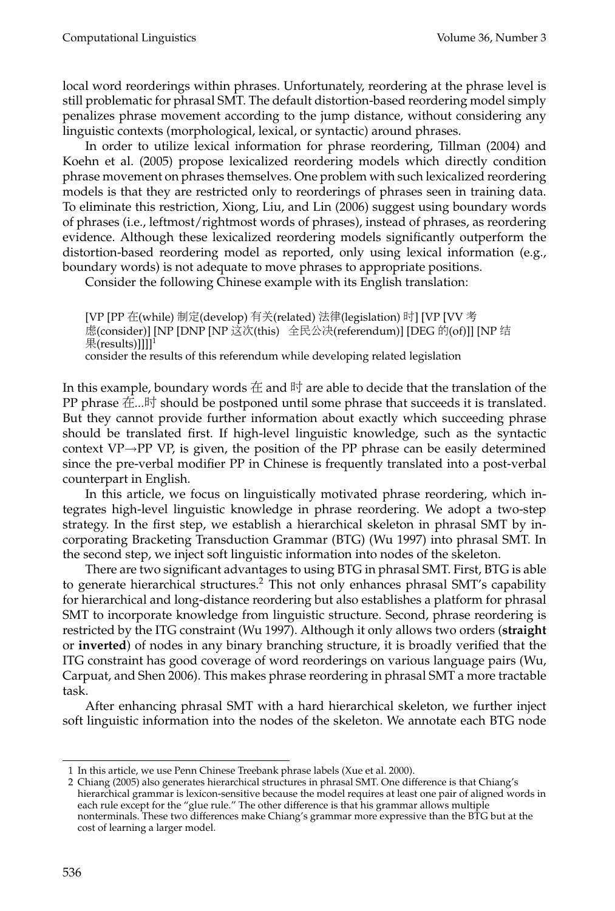local word reorderings within phrases. Unfortunately, reordering at the phrase level is still problematic for phrasal SMT. The default distortion-based reordering model simply penalizes phrase movement according to the jump distance, without considering any linguistic contexts (morphological, lexical, or syntactic) around phrases.

In order to utilize lexical information for phrase reordering, Tillman (2004) and Koehn et al. (2005) propose lexicalized reordering models which directly condition phrase movement on phrases themselves. One problem with such lexicalized reordering models is that they are restricted only to reorderings of phrases seen in training data. To eliminate this restriction, Xiong, Liu, and Lin (2006) suggest using boundary words of phrases (i.e., leftmost/rightmost words of phrases), instead of phrases, as reordering evidence. Although these lexicalized reordering models significantly outperform the distortion-based reordering model as reported, only using lexical information (e.g., boundary words) is not adequate to move phrases to appropriate positions.

Consider the following Chinese example with its English translation:

> [VP [PP 在(while) 制定(develop) 有关(related) 法律(legislation) 时] [VP [VV 考虑(consider)] [NP [DNP [NP 这次(this) 全民公决(referendum)] [DEG 的(of)]] [NP 结果(results)]]]][1]
> consider the results of this referendum while developing related legislation

In this example, boundary words 在 and 时 are able to decide that the translation of the PP phrase 在...时 should be postponed until some phrase that succeeds it is translated. But they cannot provide further information about exactly which succeeding phrase should be translated first. If high-level linguistic knowledge, such as the syntactic context VP→PP VP, is given, the position of the PP phrase can be easily determined since the pre-verbal modifier PP in Chinese is frequently translated into a post-verbal counterpart in English.

In this article, we focus on linguistically motivated phrase reordering, which integrates high-level linguistic knowledge in phrase reordering. We adopt a two-step strategy. In the first step, we establish a hierarchical skeleton in phrasal SMT by incorporating Bracketing Transduction Grammar (BTG) (Wu 1997) into phrasal SMT. In the second step, we inject soft linguistic information into nodes of the skeleton.

There are two significant advantages to using BTG in phrasal SMT. First, BTG is able to generate hierarchical structures.[2] This not only enhances phrasal SMT's capability for hierarchical and long-distance reordering but also establishes a platform for phrasal SMT to incorporate knowledge from linguistic structure. Second, phrase reordering is restricted by the ITG constraint (Wu 1997). Although it only allows two orders (**straight** or **inverted**) of nodes in any binary branching structure, it is broadly verified that the ITG constraint has good coverage of word reorderings on various language pairs (Wu, Carpuat, and Shen 2006). This makes phrase reordering in phrasal SMT a more tractable task.

After enhancing phrasal SMT with a hard hierarchical skeleton, we further inject soft linguistic information into the nodes of the skeleton. We annotate each BTG node

---

1 In this article, we use Penn Chinese Treebank phrase labels (Xue et al. 2000).

2 Chiang (2005) also generates hierarchical structures in phrasal SMT. One difference is that Chiang's hierarchical grammar is lexicon-sensitive because the model requires at least one pair of aligned words in each rule except for the "glue rule." The other difference is that his grammar allows multiple nonterminals. These two differences make Chiang's grammar more expressive than the BTG but at the cost of learning a larger model.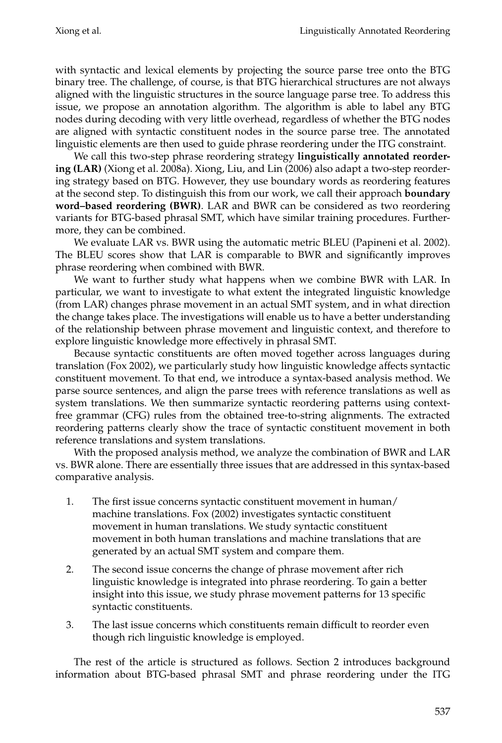with syntactic and lexical elements by projecting the source parse tree onto the BTG binary tree. The challenge, of course, is that BTG hierarchical structures are not always aligned with the linguistic structures in the source language parse tree. To address this issue, we propose an annotation algorithm. The algorithm is able to label any BTG nodes during decoding with very little overhead, regardless of whether the BTG nodes are aligned with syntactic constituent nodes in the source parse tree. The annotated linguistic elements are then used to guide phrase reordering under the ITG constraint.

We call this two-step phrase reordering strategy **linguistically annotated reordering (LAR)** (Xiong et al. 2008a). Xiong, Liu, and Lin (2006) also adapt a two-step reordering strategy based on BTG. However, they use boundary words as reordering features at the second step. To distinguish this from our work, we call their approach **boundary word–based reordering (BWR)**. LAR and BWR can be considered as two reordering variants for BTG-based phrasal SMT, which have similar training procedures. Furthermore, they can be combined.

We evaluate LAR vs. BWR using the automatic metric BLEU (Papineni et al. 2002). The BLEU scores show that LAR is comparable to BWR and significantly improves phrase reordering when combined with BWR.

We want to further study what happens when we combine BWR with LAR. In particular, we want to investigate to what extent the integrated linguistic knowledge (from LAR) changes phrase movement in an actual SMT system, and in what direction the change takes place. The investigations will enable us to have a better understanding of the relationship between phrase movement and linguistic context, and therefore to explore linguistic knowledge more effectively in phrasal SMT.

Because syntactic constituents are often moved together across languages during translation (Fox 2002), we particularly study how linguistic knowledge affects syntactic constituent movement. To that end, we introduce a syntax-based analysis method. We parse source sentences, and align the parse trees with reference translations as well as system translations. We then summarize syntactic reordering patterns using context-free grammar (CFG) rules from the obtained tree-to-string alignments. The extracted reordering patterns clearly show the trace of syntactic constituent movement in both reference translations and system translations.

With the proposed analysis method, we analyze the combination of BWR and LAR vs. BWR alone. There are essentially three issues that are addressed in this syntax-based comparative analysis.

1. The first issue concerns syntactic constituent movement in human/machine translations. Fox (2002) investigates syntactic constituent movement in human translations. We study syntactic constituent movement in both human translations and machine translations that are generated by an actual SMT system and compare them.

2. The second issue concerns the change of phrase movement after rich linguistic knowledge is integrated into phrase reordering. To gain a better insight into this issue, we study phrase movement patterns for 13 specific syntactic constituents.

3. The last issue concerns which constituents remain difficult to reorder even though rich linguistic knowledge is employed.

The rest of the article is structured as follows. Section 2 introduces background information about BTG-based phrasal SMT and phrase reordering under the ITG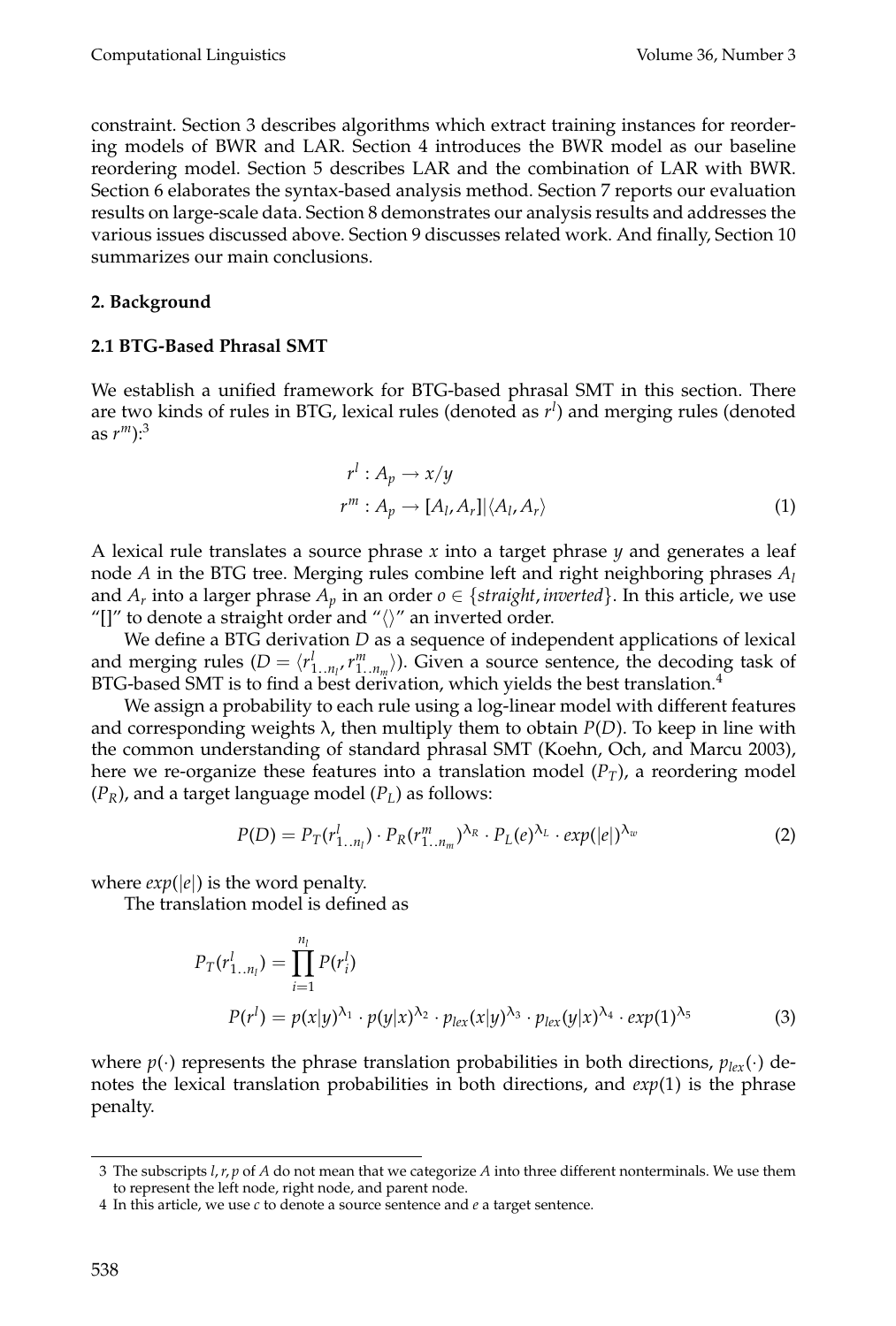constraint. Section 3 describes algorithms which extract training instances for reordering models of BWR and LAR. Section 4 introduces the BWR model as our baseline reordering model. Section 5 describes LAR and the combination of LAR with BWR. Section 6 elaborates the syntax-based analysis method. Section 7 reports our evaluation results on large-scale data. Section 8 demonstrates our analysis results and addresses the various issues discussed above. Section 9 discusses related work. And finally, Section 10 summarizes our main conclusions.

## 2. Background

### 2.1 BTG-Based Phrasal SMT

We establish a unified framework for BTG-based phrasal SMT in this section. There are two kinds of rules in BTG, lexical rules (denoted as $r^l$) and merging rules (denoted as $r^m$):[3]

$$
\begin{aligned}
r^l &: A_p \rightarrow x/y \\
r^m &: A_p \rightarrow [A_l, A_r] | \langle A_l, A_r \rangle
\end{aligned}
\tag{1}
$$

A lexical rule translates a source phrase $x$ into a target phrase $y$ and generates a leaf node $A$ in the BTG tree. Merging rules combine left and right neighboring phrases $A_l$ and $A_r$ into a larger phrase $A_p$ in an order $o \in \{straight, inverted\}$. In this article, we use "[]" to denote a straight order and "$\langle\rangle$" an inverted order.

We define a BTG derivation $D$ as a sequence of independent applications of lexical and merging rules ($D = \langle r^l_{1..n_l}, r^m_{1..n_m} \rangle$). Given a source sentence, the decoding task of BTG-based SMT is to find a best derivation, which yields the best translation.[4]

We assign a probability to each rule using a log-linear model with different features and corresponding weights $\lambda$, then multiply them to obtain $P(D)$. To keep in line with the common understanding of standard phrasal SMT (Koehn, Och, and Marcu 2003), here we re-organize these features into a translation model ($P_T$), a reordering model ($P_R$), and a target language model ($P_L$) as follows:

$$
P(D) = P_T(r^l_{1..n_l}) \cdot P_R(r^m_{1..n_m})^{\lambda_R} \cdot P_L(e)^{\lambda_L} \cdot exp(|e|)^{\lambda_w}
\tag{2}
$$

where $exp(|e|)$ is the word penalty.

The translation model is defined as

$$
\begin{aligned}
P_T(r^l_{1..n_l}) &= \prod_{i=1}^{n_l} P(r^l_i) \\
P(r^l) &= p(x|y)^{\lambda_1} \cdot p(y|x)^{\lambda_2} \cdot p_{lex}(x|y)^{\lambda_3} \cdot p_{lex}(y|x)^{\lambda_4} \cdot exp(1)^{\lambda_5}
\end{aligned}
\tag{3}
$$

where $p(\cdot)$ represents the phrase translation probabilities in both directions, $p_{lex}(\cdot)$ denotes the lexical translation probabilities in both directions, and $exp(1)$ is the phrase penalty.

---

[3] The subscripts $l, r, p$ of $A$ do not mean that we categorize $A$ into three different nonterminals. We use them to represent the left node, right node, and parent node.

[4] In this article, we use $c$ to denote a source sentence and $e$ a target sentence.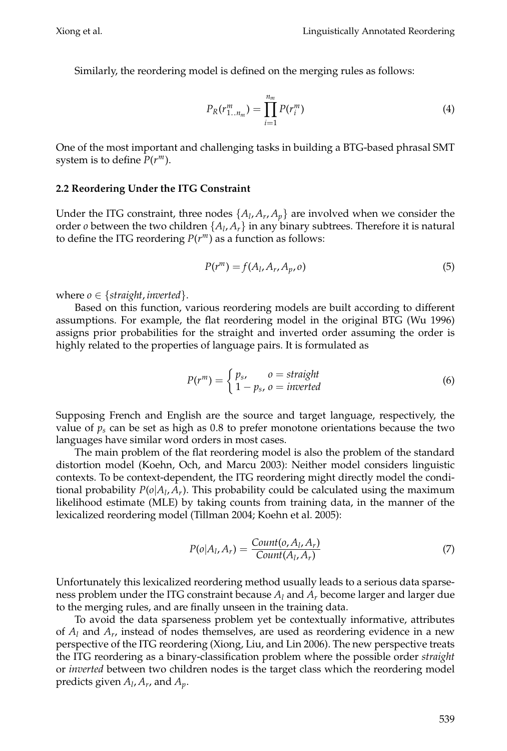Similarly, the reordering model is defined on the merging rules as follows:

$$P_R(r^m_{1..n_m}) = \prod_{i=1}^{n_m} P(r^m_i) \tag{4}$$

One of the most important and challenging tasks in building a BTG-based phrasal SMT system is to define $P(r^m)$.

### 2.2 Reordering Under the ITG Constraint

Under the ITG constraint, three nodes $\{A_l, A_r, A_p\}$ are involved when we consider the order $o$ between the two children $\{A_l, A_r\}$ in any binary subtrees. Therefore it is natural to define the ITG reordering $P(r^m)$ as a function as follows:

$$P(r^m) = f(A_l, A_r, A_p, o) \tag{5}$$

where $o \in \{straight, inverted\}$.

Based on this function, various reordering models are built according to different assumptions. For example, the flat reordering model in the original BTG (Wu 1996) assigns prior probabilities for the straight and inverted order assuming the order is highly related to the properties of language pairs. It is formulated as

$$P(r^m) = \begin{cases} p_s, & o = straight \\ 1 - p_s, & o = inverted \end{cases} \tag{6}$$

Supposing French and English are the source and target language, respectively, the value of $p_s$ can be set as high as 0.8 to prefer monotone orientations because the two languages have similar word orders in most cases.

The main problem of the flat reordering model is also the problem of the standard distortion model (Koehn, Och, and Marcu 2003): Neither model considers linguistic contexts. To be context-dependent, the ITG reordering might directly model the conditional probability $P(o|A_l, A_r)$. This probability could be calculated using the maximum likelihood estimate (MLE) by taking counts from training data, in the manner of the lexicalized reordering model (Tillman 2004; Koehn et al. 2005):

$$P(o|A_l, A_r) = \frac{Count(o, A_l, A_r)}{Count(A_l, A_r)} \tag{7}$$

Unfortunately this lexicalized reordering method usually leads to a serious data sparseness problem under the ITG constraint because $A_l$ and $A_r$ become larger and larger due to the merging rules, and are finally unseen in the training data.

To avoid the data sparseness problem yet be contextually informative, attributes of $A_l$ and $A_r$, instead of nodes themselves, are used as reordering evidence in a new perspective of the ITG reordering (Xiong, Liu, and Lin 2006). The new perspective treats the ITG reordering as a binary-classification problem where the possible order *straight* or *inverted* between two children nodes is the target class which the reordering model predicts given $A_l$, $A_r$, and $A_p$.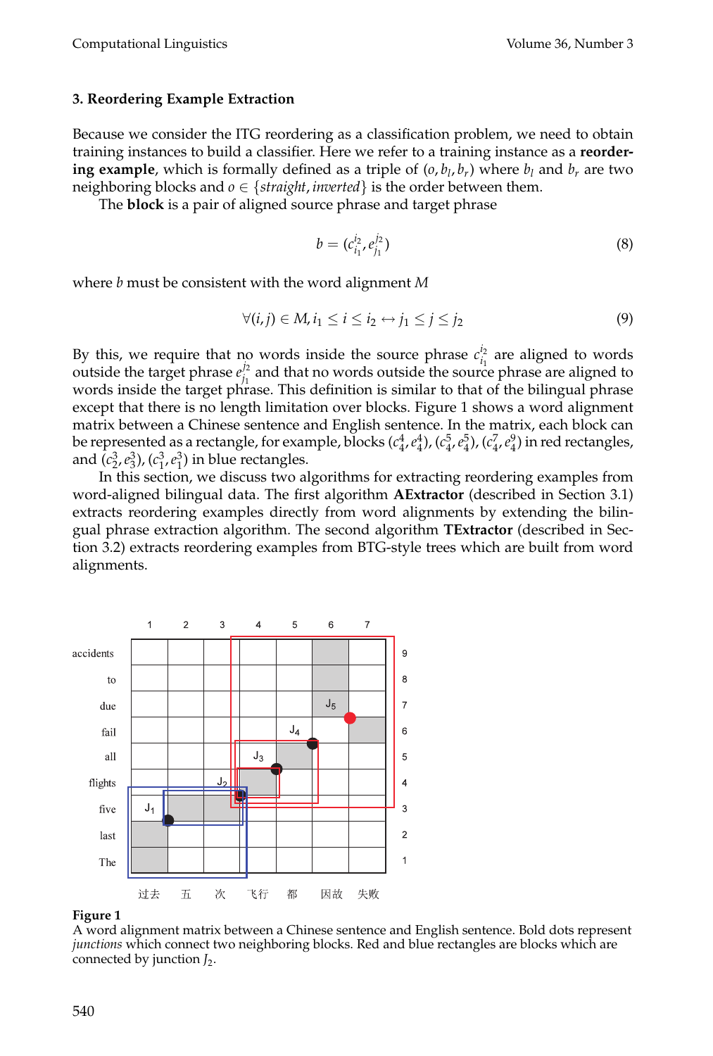### 3. Reordering Example Extraction

Because we consider the ITG reordering as a classification problem, we need to obtain training instances to build a classifier. Here we refer to a training instance as a **reordering example**, which is formally defined as a triple of $(o, b_l, b_r)$ where $b_l$ and $b_r$ are two neighboring blocks and $o \in \{straight, inverted\}$ is the order between them.

The **block** is a pair of aligned source phrase and target phrase

$$b = (c_{i_1}^{i_2}, e_{j_1}^{j_2}) \tag{8}$$

where $b$ must be consistent with the word alignment $M$

$$\forall (i,j) \in M, i_1 \leq i \leq i_2 \leftrightarrow j_1 \leq j \leq j_2 \tag{9}$$

By this, we require that no words inside the source phrase $c_{i_1}^{i_2}$ are aligned to words outside the target phrase $e_{j_1}^{j_2}$ and that no words outside the source phrase are aligned to words inside the target phrase. This definition is similar to that of the bilingual phrase except that there is no length limitation over blocks. Figure 1 shows a word alignment matrix between a Chinese sentence and English sentence. In the matrix, each block can be represented as a rectangle, for example, blocks $(c_4^4, e_4^4)$, $(c_4^5, e_4^5)$, $(c_4^7, e_4^9)$ in red rectangles, and $(c_2^3, e_3^3)$, $(c_1^3, e_1^3)$ in blue rectangles.

In this section, we discuss two algorithms for extracting reordering examples from word-aligned bilingual data. The first algorithm **AExtractor** (described in Section 3.1) extracts reordering examples directly from word alignments by extending the bilingual phrase extraction algorithm. The second algorithm **TExtractor** (described in Section 3.2) extracts reordering examples from BTG-style trees which are built from word alignments.

**Figure 1**
A word alignment matrix between a Chinese sentence and English sentence. Bold dots represent *junctions* which connect two neighboring blocks. Red and blue rectangles are blocks which are connected by junction $J_2$.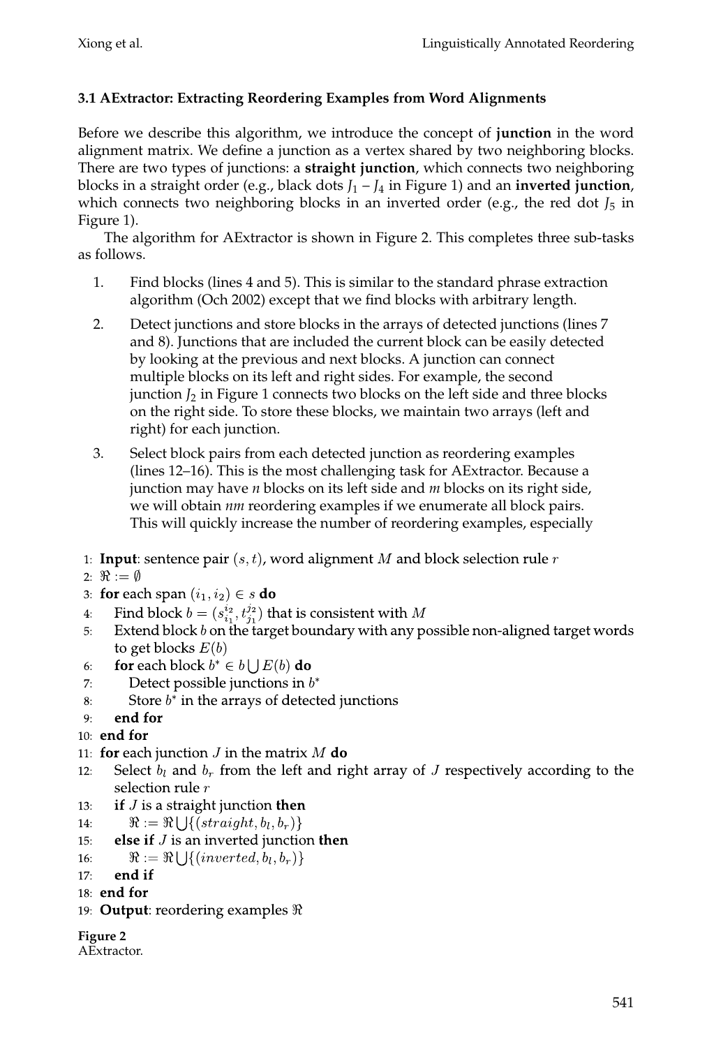### 3.1 AExtractor: Extracting Reordering Examples from Word Alignments

Before we describe this algorithm, we introduce the concept of **junction** in the word alignment matrix. We define a junction as a vertex shared by two neighboring blocks. There are two types of junctions: a **straight junction**, which connects two neighboring blocks in a straight order (e.g., black dots $J_1 - J_4$ in Figure 1) and an **inverted junction**, which connects two neighboring blocks in an inverted order (e.g., the red dot $J_5$ in Figure 1).

The algorithm for AExtractor is shown in Figure 2. This completes three sub-tasks as follows.

1. Find blocks (lines 4 and 5). This is similar to the standard phrase extraction algorithm (Och 2002) except that we find blocks with arbitrary length.
2. Detect junctions and store blocks in the arrays of detected junctions (lines 7 and 8). Junctions that are included the current block can be easily detected by looking at the previous and next blocks. A junction can connect multiple blocks on its left and right sides. For example, the second junction $J_2$ in Figure 1 connects two blocks on the left side and three blocks on the right side. To store these blocks, we maintain two arrays (left and right) for each junction.
3. Select block pairs from each detected junction as reordering examples (lines 12–16). This is the most challenging task for AExtractor. Because a junction may have $n$ blocks on its left side and $m$ blocks on its right side, we will obtain $nm$ reordering examples if we enumerate all block pairs. This will quickly increase the number of reordering examples, especially

1: **Input**: sentence pair $(s, t)$, word alignment $M$ and block selection rule $r$
2: $\Re := \emptyset$
3: **for** each span $(i_1, i_2) \in s$ **do**
4: Find block $b = (s_{i_1}^{i_2}, t_{j_1}^{j_2})$ that is consistent with $M$
5: Extend block $b$ on the target boundary with any possible non-aligned target words to get blocks $E(b)$
6: **for** each block $b^* \in b \bigcup E(b)$ **do**
7: Detect possible junctions in $b^*$
8: Store $b^*$ in the arrays of detected junctions
9: **end for**
10: **end for**
11: **for** each junction $J$ in the matrix $M$ **do**
12: Select $b_l$ and $b_r$ from the left and right array of $J$ respectively according to the selection rule $r$
13: **if** $J$ is a straight junction **then**
14: $\Re := \Re \bigcup \{(straight, b_l, b_r)\}$
15: **else if** $J$ is an inverted junction **then**
16: $\Re := \Re \bigcup \{(inverted, b_l, b_r)\}$
17: **end if**
18: **end for**
19: **Output**: reordering examples $\Re$

**Figure 2**
AExtractor.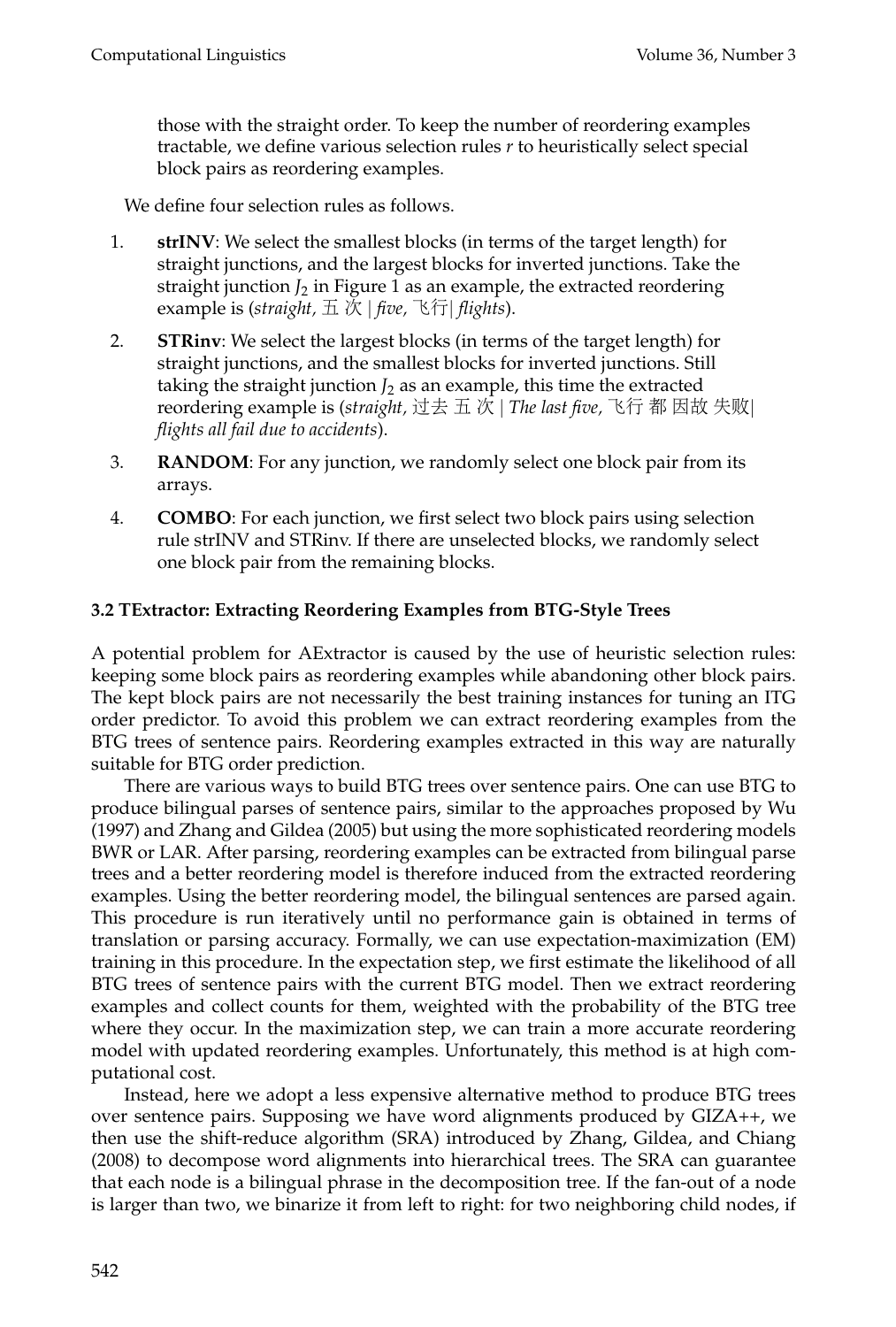those with the straight order. To keep the number of reordering examples tractable, we define various selection rules $r$ to heuristically select special block pairs as reordering examples.

We define four selection rules as follows.

1. **strINV**: We select the smallest blocks (in terms of the target length) for straight junctions, and the largest blocks for inverted junctions. Take the straight junction $J_2$ in Figure 1 as an example, the extracted reordering example is (*straight,* 五 次 | *five,* 飞行| *flights*).
2. **STRinv**: We select the largest blocks (in terms of the target length) for straight junctions, and the smallest blocks for inverted junctions. Still taking the straight junction $J_2$ as an example, this time the extracted reordering example is (*straight,* 过去 五 次 | *The last five,* 飞行 都 因故 失败| *flights all fail due to accidents*).
3. **RANDOM**: For any junction, we randomly select one block pair from its arrays.
4. **COMBO**: For each junction, we first select two block pairs using selection rule strINV and STRinv. If there are unselected blocks, we randomly select one block pair from the remaining blocks.

### 3.2 TExtractor: Extracting Reordering Examples from BTG-Style Trees

A potential problem for AExtractor is caused by the use of heuristic selection rules: keeping some block pairs as reordering examples while abandoning other block pairs. The kept block pairs are not necessarily the best training instances for tuning an ITG order predictor. To avoid this problem we can extract reordering examples from the BTG trees of sentence pairs. Reordering examples extracted in this way are naturally suitable for BTG order prediction.

There are various ways to build BTG trees over sentence pairs. One can use BTG to produce bilingual parses of sentence pairs, similar to the approaches proposed by Wu (1997) and Zhang and Gildea (2005) but using the more sophisticated reordering models BWR or LAR. After parsing, reordering examples can be extracted from bilingual parse trees and a better reordering model is therefore induced from the extracted reordering examples. Using the better reordering model, the bilingual sentences are parsed again. This procedure is run iteratively until no performance gain is obtained in terms of translation or parsing accuracy. Formally, we can use expectation-maximization (EM) training in this procedure. In the expectation step, we first estimate the likelihood of all BTG trees of sentence pairs with the current BTG model. Then we extract reordering examples and collect counts for them, weighted with the probability of the BTG tree where they occur. In the maximization step, we can train a more accurate reordering model with updated reordering examples. Unfortunately, this method is at high computational cost.

Instead, here we adopt a less expensive alternative method to produce BTG trees over sentence pairs. Supposing we have word alignments produced by GIZA++, we then use the shift-reduce algorithm (SRA) introduced by Zhang, Gildea, and Chiang (2008) to decompose word alignments into hierarchical trees. The SRA can guarantee that each node is a bilingual phrase in the decomposition tree. If the fan-out of a node is larger than two, we binarize it from left to right: for two neighboring child nodes, if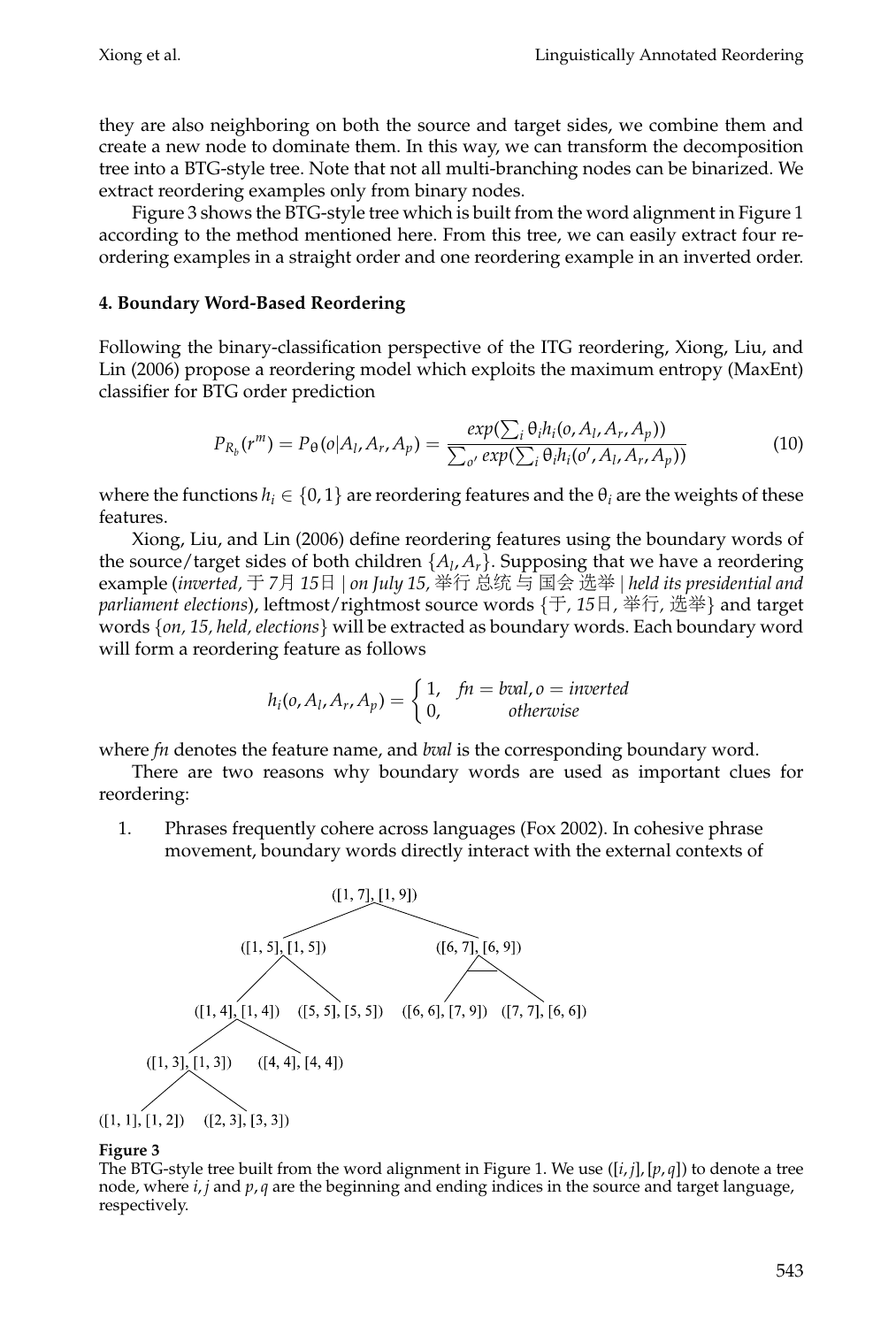they are also neighboring on both the source and target sides, we combine them and create a new node to dominate them. In this way, we can transform the decomposition tree into a BTG-style tree. Note that not all multi-branching nodes can be binarized. We extract reordering examples only from binary nodes.

Figure 3 shows the BTG-style tree which is built from the word alignment in Figure 1 according to the method mentioned here. From this tree, we can easily extract four reordering examples in a straight order and one reordering example in an inverted order.

#### 4. Boundary Word-Based Reordering

Following the binary-classification perspective of the ITG reordering, Xiong, Liu, and Lin (2006) propose a reordering model which exploits the maximum entropy (MaxEnt) classifier for BTG order prediction

$$P_{R_b}(r^m) = P_\theta(o|A_l, A_r, A_p) = \frac{exp(\sum_i \theta_i h_i(o, A_l, A_r, A_p))}{\sum_{o'} exp(\sum_i \theta_i h_i(o', A_l, A_r, A_p))} \quad (10)$$

where the functions $h_i \in \{0, 1\}$ are reordering features and the $\theta_i$ are the weights of these features.

Xiong, Liu, and Lin (2006) define reordering features using the boundary words of the source/target sides of both children $\{A_l, A_r\}$. Supposing that we have a reordering example (*inverted,* 于 *7*月 *15*日 *| on July 15,* 举行 总统 与 国会 选举 *| held its presidential and parliament elections*), leftmost/rightmost source words {于, *15*日, 举行, 选举} and target words {*on, 15, held, elections*} will be extracted as boundary words. Each boundary word will form a reordering feature as follows

$$h_i(o, A_l, A_r, A_p) = \begin{cases} 1, & fn = bval, o = inverted \\ 0, & otherwise \end{cases}$$

where *fn* denotes the feature name, and *bval* is the corresponding boundary word.

There are two reasons why boundary words are used as important clues for reordering:

1. Phrases frequently cohere across languages (Fox 2002). In cohesive phrase movement, boundary words directly interact with the external contexts of

```
                              ([1, 7], [1, 9])
                 ([1, 5], [1, 5])              ([6, 7], [6, 9])
      ([1, 4], [1, 4])   ([5, 5], [5, 5])   ([6, 6], [7, 9])   ([7, 7], [6, 6])
  ([1, 3], [1, 3])   ([4, 4], [4, 4])
([1, 1], [1, 2])   ([2, 3], [3, 3])
```

**Figure 3**
The BTG-style tree built from the word alignment in Figure 1. We use ($[i, j], [p, q]$) to denote a tree node, where $i, j$ and $p, q$ are the beginning and ending indices in the source and target language, respectively.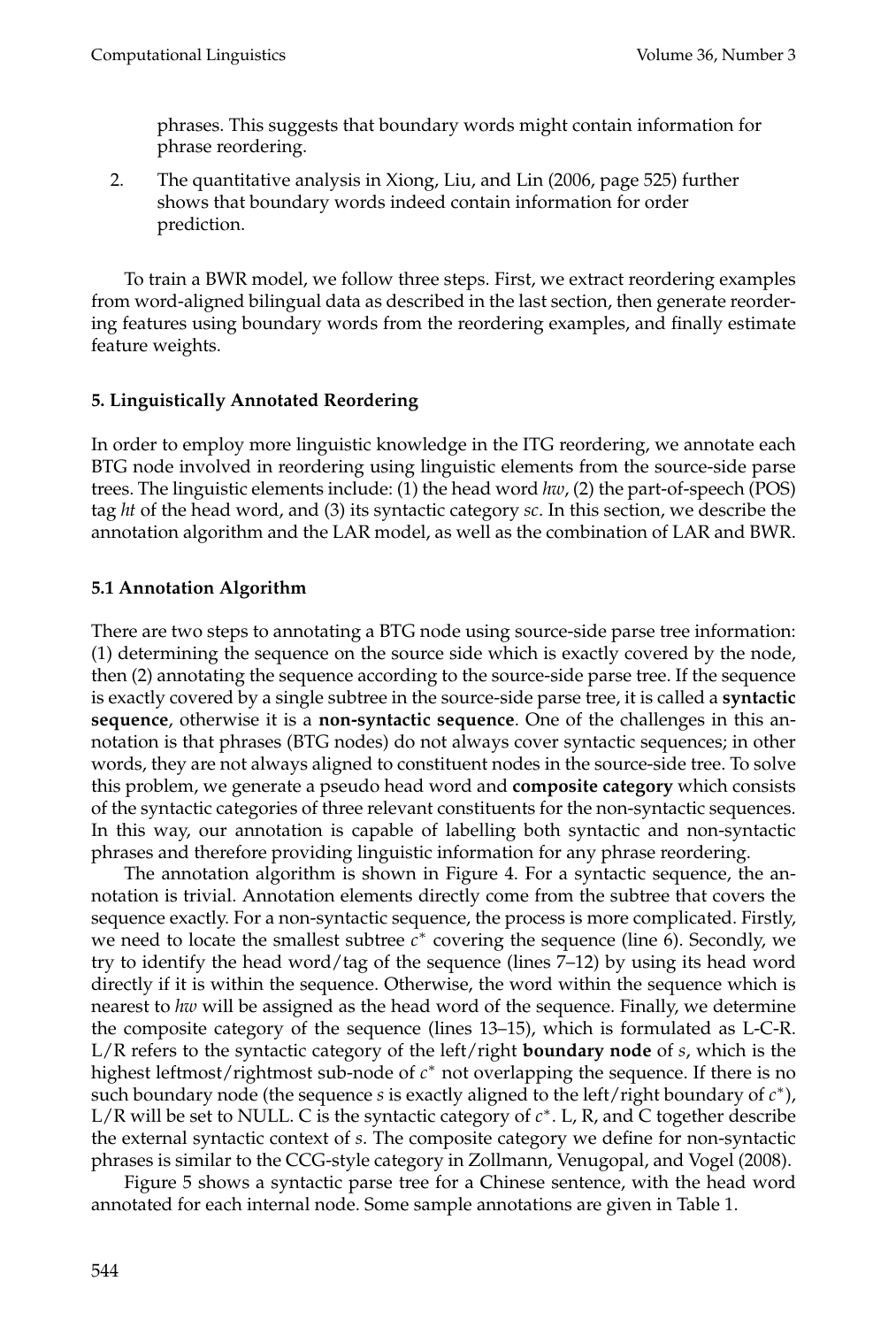phrases. This suggests that boundary words might contain information for phrase reordering.

2. The quantitative analysis in Xiong, Liu, and Lin (2006, page 525) further shows that boundary words indeed contain information for order prediction.

To train a BWR model, we follow three steps. First, we extract reordering examples from word-aligned bilingual data as described in the last section, then generate reordering features using boundary words from the reordering examples, and finally estimate feature weights.

## 5. Linguistically Annotated Reordering

In order to employ more linguistic knowledge in the ITG reordering, we annotate each BTG node involved in reordering using linguistic elements from the source-side parse trees. The linguistic elements include: (1) the head word *hw*, (2) the part-of-speech (POS) tag *ht* of the head word, and (3) its syntactic category *sc*. In this section, we describe the annotation algorithm and the LAR model, as well as the combination of LAR and BWR.

### 5.1 Annotation Algorithm

There are two steps to annotating a BTG node using source-side parse tree information: (1) determining the sequence on the source side which is exactly covered by the node, then (2) annotating the sequence according to the source-side parse tree. If the sequence is exactly covered by a single subtree in the source-side parse tree, it is called a **syntactic sequence**, otherwise it is a **non-syntactic sequence**. One of the challenges in this annotation is that phrases (BTG nodes) do not always cover syntactic sequences; in other words, they are not always aligned to constituent nodes in the source-side tree. To solve this problem, we generate a pseudo head word and **composite category** which consists of the syntactic categories of three relevant constituents for the non-syntactic sequences. In this way, our annotation is capable of labelling both syntactic and non-syntactic phrases and therefore providing linguistic information for any phrase reordering.

The annotation algorithm is shown in Figure 4. For a syntactic sequence, the annotation is trivial. Annotation elements directly come from the subtree that covers the sequence exactly. For a non-syntactic sequence, the process is more complicated. Firstly, we need to locate the smallest subtree $c^*$ covering the sequence (line 6). Secondly, we try to identify the head word/tag of the sequence (lines 7–12) by using its head word directly if it is within the sequence. Otherwise, the word within the sequence which is nearest to *hw* will be assigned as the head word of the sequence. Finally, we determine the composite category of the sequence (lines 13–15), which is formulated as L-C-R. L/R refers to the syntactic category of the left/right **boundary node** of *s*, which is the highest leftmost/rightmost sub-node of $c^*$ not overlapping the sequence. If there is no such boundary node (the sequence *s* is exactly aligned to the left/right boundary of $c^*$), L/R will be set to NULL. C is the syntactic category of $c^*$. L, R, and C together describe the external syntactic context of *s*. The composite category we define for non-syntactic phrases is similar to the CCG-style category in Zollmann, Venugopal, and Vogel (2008).

Figure 5 shows a syntactic parse tree for a Chinese sentence, with the head word annotated for each internal node. Some sample annotations are given in Table 1.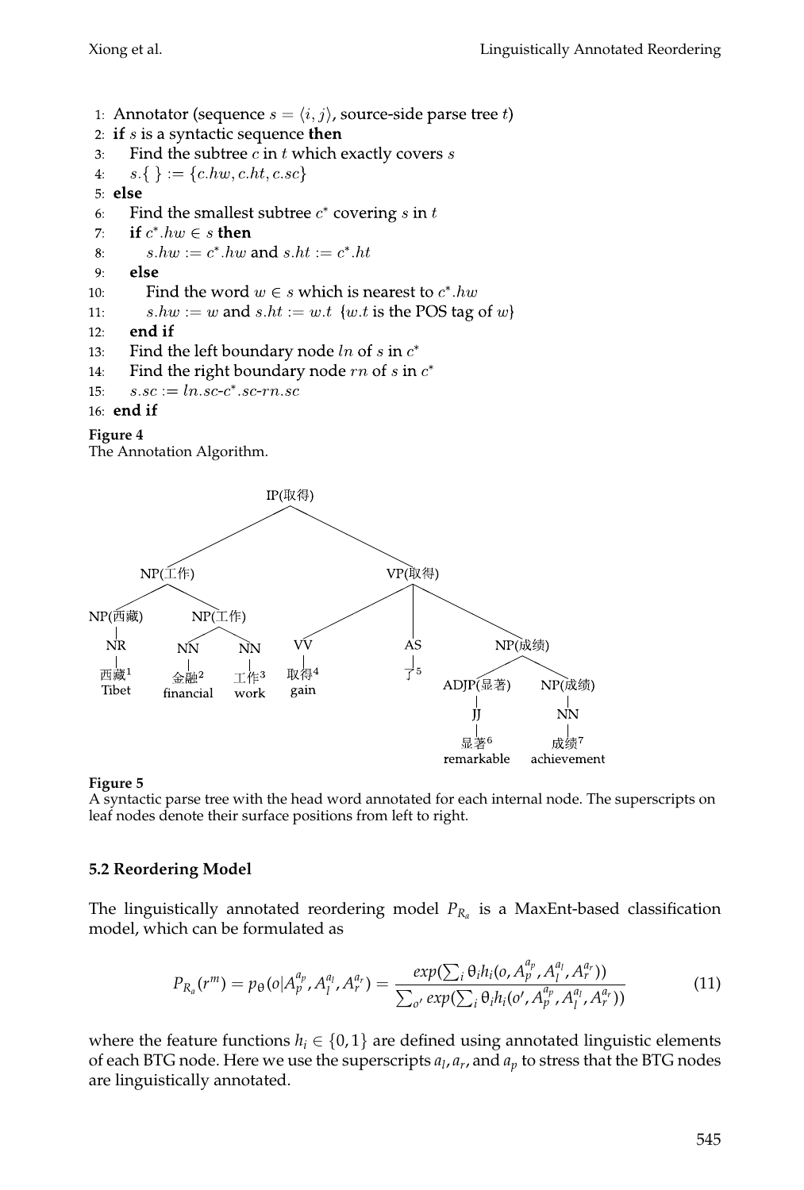```
1:  Annotator (sequence s = ⟨i, j⟩, source-side parse tree t)
2:  if s is a syntactic sequence then
3:     Find the subtree c in t which exactly covers s
4:     s.{ } := {c.hw, c.ht, c.sc}
5:  else
6:     Find the smallest subtree c* covering s in t
7:     if c*.hw ∈ s then
8:        s.hw := c*.hw and s.ht := c*.ht
9:     else
10:       Find the word w ∈ s which is nearest to c*.hw
11:       s.hw := w and s.ht := w.t  {w.t is the POS tag of w}
12:    end if
13:    Find the left boundary node ln of s in c*
14:    Find the right boundary node rn of s in c*
15:    s.sc := ln.sc-c*.sc-rn.sc
16: end if
```

**Figure 4**
The Annotation Algorithm.

```
IP(取得)
├── NP(工作)
│   ├── NP(西藏)
│   │   └── NR
│   │       └── 西藏¹ (Tibet)
│   └── NP(工作)
│       ├── NN
│       │   └── 金融² (financial)
│       └── NN
│           └── 工作³ (work)
└── VP(取得)
    ├── VV
    │   └── 取得⁴ (gain)
    ├── AS
    │   └── 了⁵
    └── NP(成绩)
        ├── ADJP(显著)
        │   └── JJ
        │       └── 显著⁶ (remarkable)
        └── NP(成绩)
            └── NN
                └── 成绩⁷ (achievement)
```

**Figure 5**
A syntactic parse tree with the head word annotated for each internal node. The superscripts on leaf nodes denote their surface positions from left to right.

### 5.2 Reordering Model

The linguistically annotated reordering model $P_{R_a}$ is a MaxEnt-based classification model, which can be formulated as

$$P_{R_a}(r^m) = p_\theta(o|A_p^{a_p}, A_l^{a_l}, A_r^{a_r}) = \frac{exp(\sum_i \theta_i h_i(o, A_p^{a_p}, A_l^{a_l}, A_r^{a_r}))}{\sum_{o'} exp(\sum_i \theta_i h_i(o', A_p^{a_p}, A_l^{a_l}, A_r^{a_r}))} \tag{11}$$

where the feature functions $h_i \in \{0, 1\}$ are defined using annotated linguistic elements of each BTG node. Here we use the superscripts $a_l$, $a_r$, and $a_p$ to stress that the BTG nodes are linguistically annotated.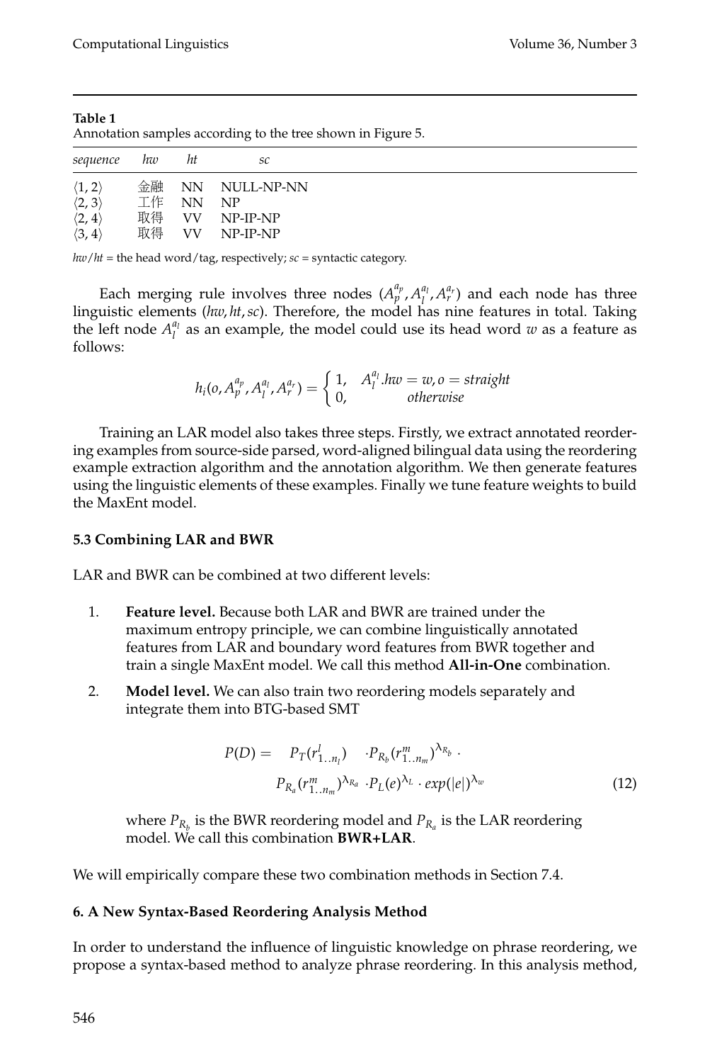**Table 1**
Annotation samples according to the tree shown in Figure 5.

| *sequence* | *hw* | *ht* | *sc* |
|---|---|---|---|
| $\langle 1, 2\rangle$ | 金融 | NN | NULL-NP-NN |
| $\langle 2, 3\rangle$ | 工作 | NN | NP |
| $\langle 2, 4\rangle$ | 取得 | VV | NP-IP-NP |
| $\langle 3, 4\rangle$ | 取得 | VV | NP-IP-NP |

*hw*/*ht* = the head word/tag, respectively; *sc* = syntactic category.

Each merging rule involves three nodes $(A_p^{a_p}, A_l^{a_l}, A_r^{a_r})$ and each node has three linguistic elements $(hw, ht, sc)$. Therefore, the model has nine features in total. Taking the left node $A_l^{a_l}$ as an example, the model could use its head word $w$ as a feature as follows:

$$h_i(o, A_p^{a_p}, A_l^{a_l}, A_r^{a_r}) = \begin{cases} 1, & A_l^{a_l}.hw = w, o = straight \\ 0, & otherwise \end{cases}$$

Training an LAR model also takes three steps. Firstly, we extract annotated reordering examples from source-side parsed, word-aligned bilingual data using the reordering example extraction algorithm and the annotation algorithm. We then generate features using the linguistic elements of these examples. Finally we tune feature weights to build the MaxEnt model.

### 5.3 Combining LAR and BWR

LAR and BWR can be combined at two different levels:

1. **Feature level.** Because both LAR and BWR are trained under the maximum entropy principle, we can combine linguistically annotated features from LAR and boundary word features from BWR together and train a single MaxEnt model. We call this method **All-in-One** combination.
2. **Model level.** We can also train two reordering models separately and integrate them into BTG-based SMT

$$\begin{aligned} P(D) = \quad & P_T(r^l_{1..n_l}) \quad \cdot P_{R_b}(r^m_{1..n_m})^{\lambda_{R_b}} \cdot \\ & P_{R_a}(r^m_{1..n_m})^{\lambda_{R_a}} \cdot P_L(e)^{\lambda_L} \cdot exp(|e|)^{\lambda_w} \end{aligned} \tag{12}$$

   where $P_{R_b}$ is the BWR reordering model and $P_{R_a}$ is the LAR reordering model. We call this combination **BWR+LAR**.

We will empirically compare these two combination methods in Section 7.4.

## 6. A New Syntax-Based Reordering Analysis Method

In order to understand the influence of linguistic knowledge on phrase reordering, we propose a syntax-based method to analyze phrase reordering. In this analysis method,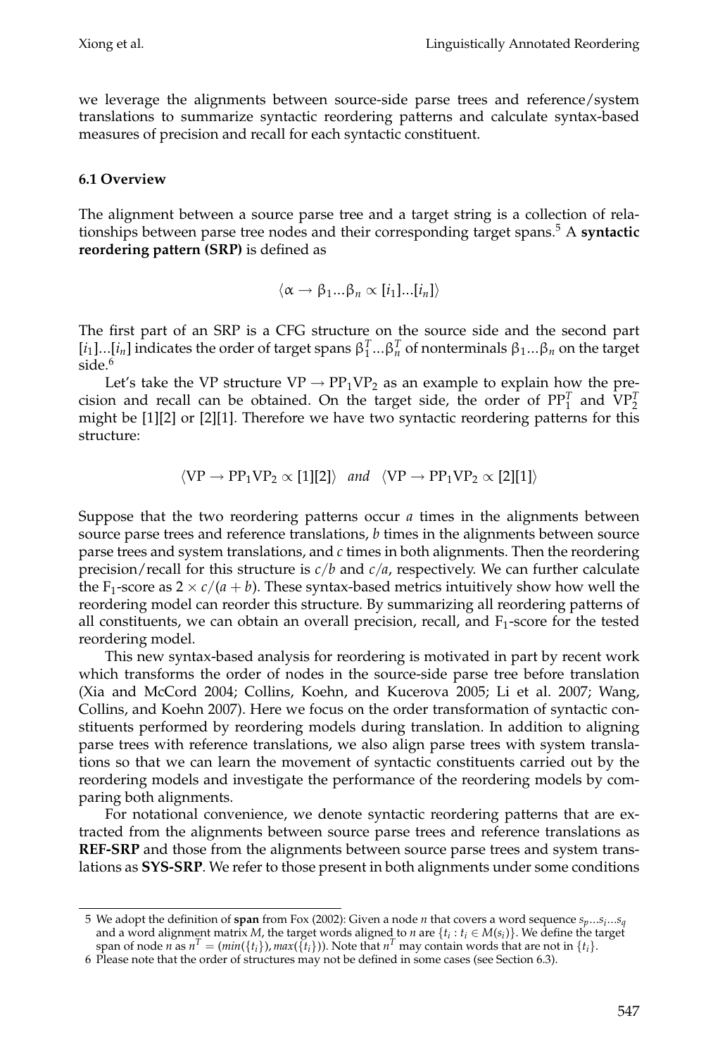we leverage the alignments between source-side parse trees and reference/system translations to summarize syntactic reordering patterns and calculate syntax-based measures of precision and recall for each syntactic constituent.

### 6.1 Overview

The alignment between a source parse tree and a target string is a collection of relationships between parse tree nodes and their corresponding target spans.[5] A **syntactic reordering pattern (SRP)** is defined as

$$\langle \alpha \rightarrow \beta_1 ... \beta_n \propto [i_1]...[i_n] \rangle$$

The first part of an SRP is a CFG structure on the source side and the second part $[i_1]...[i_n]$ indicates the order of target spans $\beta_1^T ... \beta_n^T$ of nonterminals $\beta_1 ... \beta_n$ on the target side.[6]

Let's take the VP structure $\text{VP} \rightarrow \text{PP}_1 \text{VP}_2$ as an example to explain how the precision and recall can be obtained. On the target side, the order of $\text{PP}_1^T$ and $\text{VP}_2^T$ might be [1][2] or [2][1]. Therefore we have two syntactic reordering patterns for this structure:

$$\langle \text{VP} \rightarrow \text{PP}_1 \text{VP}_2 \propto [1][2] \rangle \quad and \quad \langle \text{VP} \rightarrow \text{PP}_1 \text{VP}_2 \propto [2][1] \rangle$$

Suppose that the two reordering patterns occur *a* times in the alignments between source parse trees and reference translations, *b* times in the alignments between source parse trees and system translations, and *c* times in both alignments. Then the reordering precision/recall for this structure is $c/b$ and $c/a$, respectively. We can further calculate the $\text{F}_1$-score as $2 \times c/(a+b)$. These syntax-based metrics intuitively show how well the reordering model can reorder this structure. By summarizing all reordering patterns of all constituents, we can obtain an overall precision, recall, and $\text{F}_1$-score for the tested reordering model.

This new syntax-based analysis for reordering is motivated in part by recent work which transforms the order of nodes in the source-side parse tree before translation (Xia and McCord 2004; Collins, Koehn, and Kucerova 2005; Li et al. 2007; Wang, Collins, and Koehn 2007). Here we focus on the order transformation of syntactic constituents performed by reordering models during translation. In addition to aligning parse trees with reference translations, we also align parse trees with system translations so that we can learn the movement of syntactic constituents carried out by the reordering models and investigate the performance of the reordering models by comparing both alignments.

For notational convenience, we denote syntactic reordering patterns that are extracted from the alignments between source parse trees and reference translations as **REF-SRP** and those from the alignments between source parse trees and system translations as **SYS-SRP**. We refer to those present in both alignments under some conditions

---

5 We adopt the definition of **span** from Fox (2002): Given a node $n$ that covers a word sequence $s_p ... s_i ... s_q$ and a word alignment matrix $M$, the target words aligned to $n$ are $\{t_i : t_i \in M(s_i)\}$. We define the target span of node $n$ as $n^T = (min(\{t_i\}), max(\{t_i\}))$. Note that $n^T$ may contain words that are not in $\{t_i\}$.

6 Please note that the order of structures may not be defined in some cases (see Section 6.3).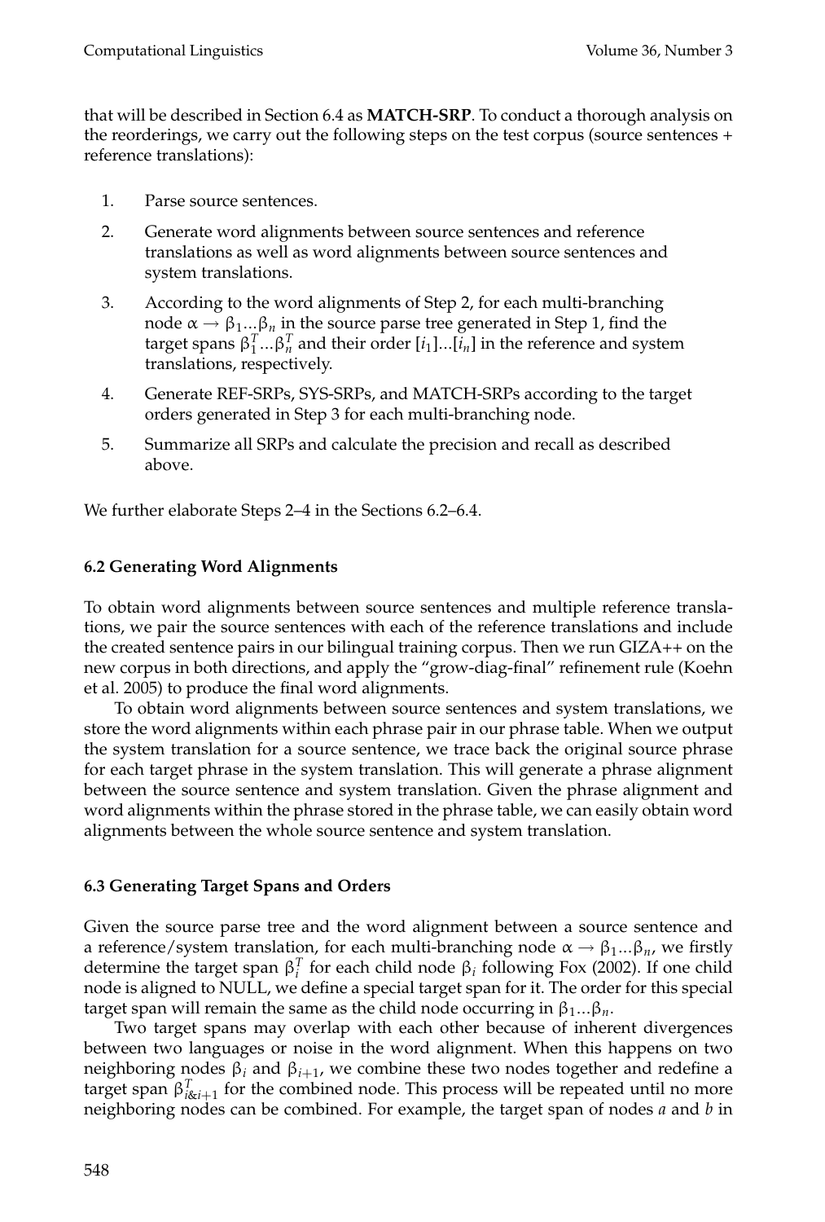that will be described in Section 6.4 as **MATCH-SRP**. To conduct a thorough analysis on the reorderings, we carry out the following steps on the test corpus (source sentences + reference translations):

1. Parse source sentences.
2. Generate word alignments between source sentences and reference translations as well as word alignments between source sentences and system translations.
3. According to the word alignments of Step 2, for each multi-branching node $\alpha \rightarrow \beta_1 ... \beta_n$ in the source parse tree generated in Step 1, find the target spans $\beta_1^T ... \beta_n^T$ and their order $[i_1]...[i_n]$ in the reference and system translations, respectively.
4. Generate REF-SRPs, SYS-SRPs, and MATCH-SRPs according to the target orders generated in Step 3 for each multi-branching node.
5. Summarize all SRPs and calculate the precision and recall as described above.

We further elaborate Steps 2–4 in the Sections 6.2–6.4.

### 6.2 Generating Word Alignments

To obtain word alignments between source sentences and multiple reference translations, we pair the source sentences with each of the reference translations and include the created sentence pairs in our bilingual training corpus. Then we run GIZA++ on the new corpus in both directions, and apply the "grow-diag-final" refinement rule (Koehn et al. 2005) to produce the final word alignments.

To obtain word alignments between source sentences and system translations, we store the word alignments within each phrase pair in our phrase table. When we output the system translation for a source sentence, we trace back the original source phrase for each target phrase in the system translation. This will generate a phrase alignment between the source sentence and system translation. Given the phrase alignment and word alignments within the phrase stored in the phrase table, we can easily obtain word alignments between the whole source sentence and system translation.

### 6.3 Generating Target Spans and Orders

Given the source parse tree and the word alignment between a source sentence and a reference/system translation, for each multi-branching node $\alpha \rightarrow \beta_1 ... \beta_n$, we firstly determine the target span $\beta_i^T$ for each child node $\beta_i$ following Fox (2002). If one child node is aligned to NULL, we define a special target span for it. The order for this special target span will remain the same as the child node occurring in $\beta_1 ... \beta_n$.

Two target spans may overlap with each other because of inherent divergences between two languages or noise in the word alignment. When this happens on two neighboring nodes $\beta_i$ and $\beta_{i+1}$, we combine these two nodes together and redefine a target span $\beta_{i\&i+1}^T$ for the combined node. This process will be repeated until no more neighboring nodes can be combined. For example, the target span of nodes *a* and *b* in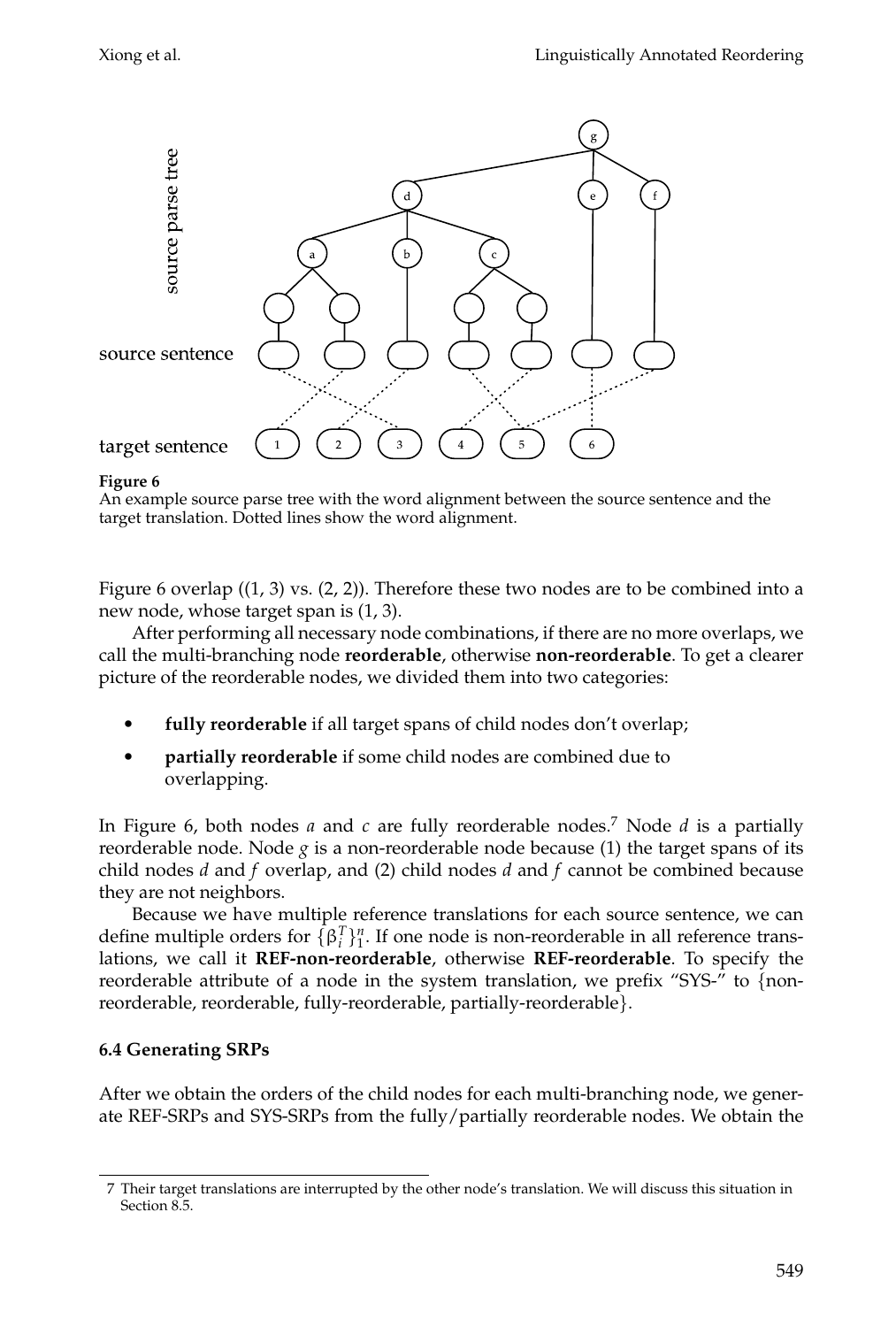**Figure 6**
An example source parse tree with the word alignment between the source sentence and the target translation. Dotted lines show the word alignment.

Figure 6 overlap ((1, 3) vs. (2, 2)). Therefore these two nodes are to be combined into a new node, whose target span is (1, 3).

After performing all necessary node combinations, if there are no more overlaps, we call the multi-branching node **reorderable**, otherwise **non-reorderable**. To get a clearer picture of the reorderable nodes, we divided them into two categories:

- **fully reorderable** if all target spans of child nodes don't overlap;
- **partially reorderable** if some child nodes are combined due to overlapping.

In Figure 6, both nodes *a* and *c* are fully reorderable nodes.[7] Node *d* is a partially reorderable node. Node *g* is a non-reorderable node because (1) the target spans of its child nodes *d* and *f* overlap, and (2) child nodes *d* and *f* cannot be combined because they are not neighbors.

Because we have multiple reference translations for each source sentence, we can define multiple orders for $\{\beta_i^T\}_1^n$. If one node is non-reorderable in all reference translations, we call it **REF-non-reorderable**, otherwise **REF-reorderable**. To specify the reorderable attribute of a node in the system translation, we prefix "SYS-" to {non-reorderable, reorderable, fully-reorderable, partially-reorderable}.

### 6.4 Generating SRPs

After we obtain the orders of the child nodes for each multi-branching node, we generate REF-SRPs and SYS-SRPs from the fully/partially reorderable nodes. We obtain the

7 Their target translations are interrupted by the other node's translation. We will discuss this situation in Section 8.5.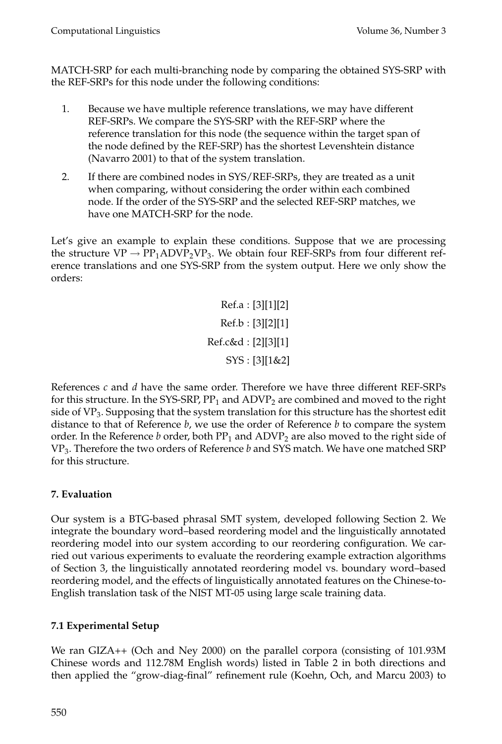MATCH-SRP for each multi-branching node by comparing the obtained SYS-SRP with the REF-SRPs for this node under the following conditions:

1. Because we have multiple reference translations, we may have different REF-SRPs. We compare the SYS-SRP with the REF-SRP where the reference translation for this node (the sequence within the target span of the node defined by the REF-SRP) has the shortest Levenshtein distance (Navarro 2001) to that of the system translation.
2. If there are combined nodes in SYS/REF-SRPs, they are treated as a unit when comparing, without considering the order within each combined node. If the order of the SYS-SRP and the selected REF-SRP matches, we have one MATCH-SRP for the node.

Let's give an example to explain these conditions. Suppose that we are processing the structure $VP \rightarrow PP_1 ADVP_2 VP_3$. We obtain four REF-SRPs from four different reference translations and one SYS-SRP from the system output. Here we only show the orders:

$$
\begin{aligned}
\text{Ref.a} &: [3][1][2] \\
\text{Ref.b} &: [3][2][1] \\
\text{Ref.c\&d} &: [2][3][1] \\
\text{SYS} &: [3][1\&2]
\end{aligned}
$$

References *c* and *d* have the same order. Therefore we have three different REF-SRPs for this structure. In the SYS-SRP, $PP_1$ and $ADVP_2$ are combined and moved to the right side of $VP_3$. Supposing that the system translation for this structure has the shortest edit distance to that of Reference *b*, we use the order of Reference *b* to compare the system order. In the Reference *b* order, both $PP_1$ and $ADVP_2$ are also moved to the right side of $VP_3$. Therefore the two orders of Reference *b* and SYS match. We have one matched SRP for this structure.

## 7. Evaluation

Our system is a BTG-based phrasal SMT system, developed following Section 2. We integrate the boundary word–based reordering model and the linguistically annotated reordering model into our system according to our reordering configuration. We carried out various experiments to evaluate the reordering example extraction algorithms of Section 3, the linguistically annotated reordering model vs. boundary word–based reordering model, and the effects of linguistically annotated features on the Chinese-to-English translation task of the NIST MT-05 using large scale training data.

### 7.1 Experimental Setup

We ran GIZA++ (Och and Ney 2000) on the parallel corpora (consisting of 101.93M Chinese words and 112.78M English words) listed in Table 2 in both directions and then applied the "grow-diag-final" refinement rule (Koehn, Och, and Marcu 2003) to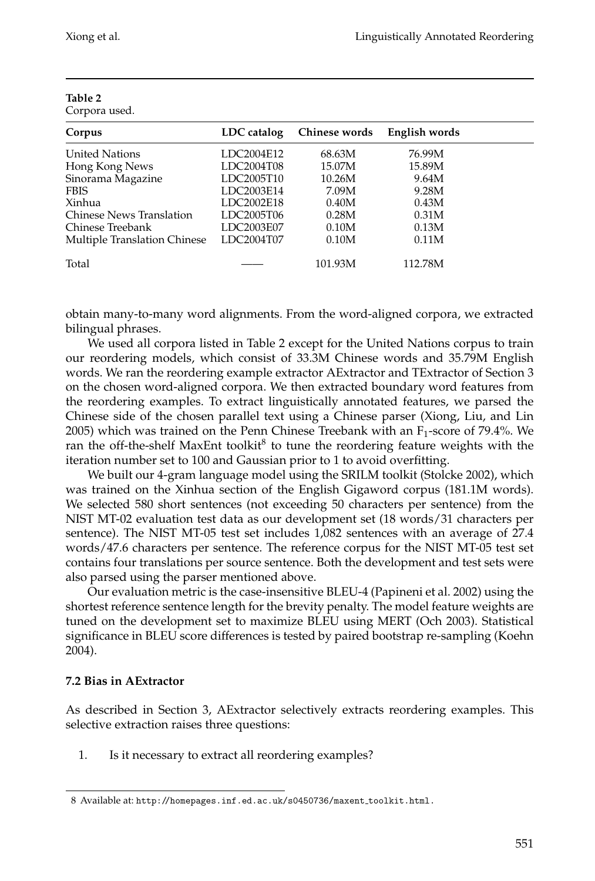**Table 2**
Corpora used.

| Corpus | LDC catalog | Chinese words | English words |
|---|---|---|---|
| United Nations | LDC2004E12 | 68.63M | 76.99M |
| Hong Kong News | LDC2004T08 | 15.07M | 15.89M |
| Sinorama Magazine | LDC2005T10 | 10.26M | 9.64M |
| FBIS | LDC2003E14 | 7.09M | 9.28M |
| Xinhua | LDC2002E18 | 0.40M | 0.43M |
| Chinese News Translation | LDC2005T06 | 0.28M | 0.31M |
| Chinese Treebank | LDC2003E07 | 0.10M | 0.13M |
| Multiple Translation Chinese | LDC2004T07 | 0.10M | 0.11M |
| Total | —— | 101.93M | 112.78M |

obtain many-to-many word alignments. From the word-aligned corpora, we extracted bilingual phrases.

We used all corpora listed in Table 2 except for the United Nations corpus to train our reordering models, which consist of 33.3M Chinese words and 35.79M English words. We ran the reordering example extractor AExtractor and TExtractor of Section 3 on the chosen word-aligned corpora. We then extracted boundary word features from the reordering examples. To extract linguistically annotated features, we parsed the Chinese side of the chosen parallel text using a Chinese parser (Xiong, Liu, and Lin 2005) which was trained on the Penn Chinese Treebank with an $F_1$-score of 79.4%. We ran the off-the-shelf MaxEnt toolkit[8] to tune the reordering feature weights with the iteration number set to 100 and Gaussian prior to 1 to avoid overfitting.

We built our 4-gram language model using the SRILM toolkit (Stolcke 2002), which was trained on the Xinhua section of the English Gigaword corpus (181.1M words). We selected 580 short sentences (not exceeding 50 characters per sentence) from the NIST MT-02 evaluation test data as our development set (18 words/31 characters per sentence). The NIST MT-05 test set includes 1,082 sentences with an average of 27.4 words/47.6 characters per sentence. The reference corpus for the NIST MT-05 test set contains four translations per source sentence. Both the development and test sets were also parsed using the parser mentioned above.

Our evaluation metric is the case-insensitive BLEU-4 (Papineni et al. 2002) using the shortest reference sentence length for the brevity penalty. The model feature weights are tuned on the development set to maximize BLEU using MERT (Och 2003). Statistical significance in BLEU score differences is tested by paired bootstrap re-sampling (Koehn 2004).

### 7.2 Bias in AExtractor

As described in Section 3, AExtractor selectively extracts reordering examples. This selective extraction raises three questions:

1. Is it necessary to extract all reordering examples?

8 Available at: http://homepages.inf.ed.ac.uk/s0450736/maxent_toolkit.html.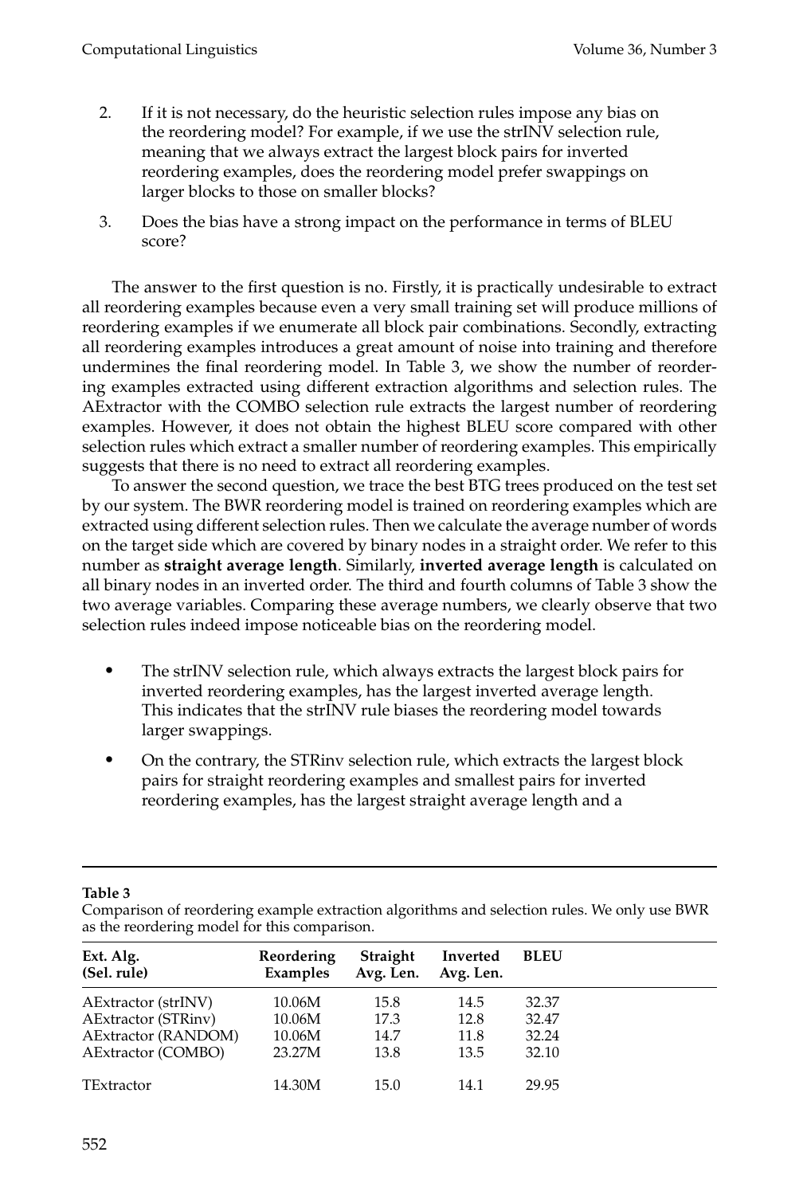2. If it is not necessary, do the heuristic selection rules impose any bias on the reordering model? For example, if we use the strINV selection rule, meaning that we always extract the largest block pairs for inverted reordering examples, does the reordering model prefer swappings on larger blocks to those on smaller blocks?
3. Does the bias have a strong impact on the performance in terms of BLEU score?

The answer to the first question is no. Firstly, it is practically undesirable to extract all reordering examples because even a very small training set will produce millions of reordering examples if we enumerate all block pair combinations. Secondly, extracting all reordering examples introduces a great amount of noise into training and therefore undermines the final reordering model. In Table 3, we show the number of reordering examples extracted using different extraction algorithms and selection rules. The AExtractor with the COMBO selection rule extracts the largest number of reordering examples. However, it does not obtain the highest BLEU score compared with other selection rules which extract a smaller number of reordering examples. This empirically suggests that there is no need to extract all reordering examples.

To answer the second question, we trace the best BTG trees produced on the test set by our system. The BWR reordering model is trained on reordering examples which are extracted using different selection rules. Then we calculate the average number of words on the target side which are covered by binary nodes in a straight order. We refer to this number as **straight average length**. Similarly, **inverted average length** is calculated on all binary nodes in an inverted order. The third and fourth columns of Table 3 show the two average variables. Comparing these average numbers, we clearly observe that two selection rules indeed impose noticeable bias on the reordering model.

- The strINV selection rule, which always extracts the largest block pairs for inverted reordering examples, has the largest inverted average length. This indicates that the strINV rule biases the reordering model towards larger swappings.
- On the contrary, the STRinv selection rule, which extracts the largest block pairs for straight reordering examples and smallest pairs for inverted reordering examples, has the largest straight average length and a

**Table 3**
Comparison of reordering example extraction algorithms and selection rules. We only use BWR as the reordering model for this comparison.

| Ext. Alg. (Sel. rule) | Reordering Examples | Straight Avg. Len. | Inverted Avg. Len. | BLEU |
|---|---|---|---|---|
| AExtractor (strINV) | 10.06M | 15.8 | 14.5 | 32.37 |
| AExtractor (STRinv) | 10.06M | 17.3 | 12.8 | 32.47 |
| AExtractor (RANDOM) | 10.06M | 14.7 | 11.8 | 32.24 |
| AExtractor (COMBO) | 23.27M | 13.8 | 13.5 | 32.10 |
| TExtractor | 14.30M | 15.0 | 14.1 | 29.95 |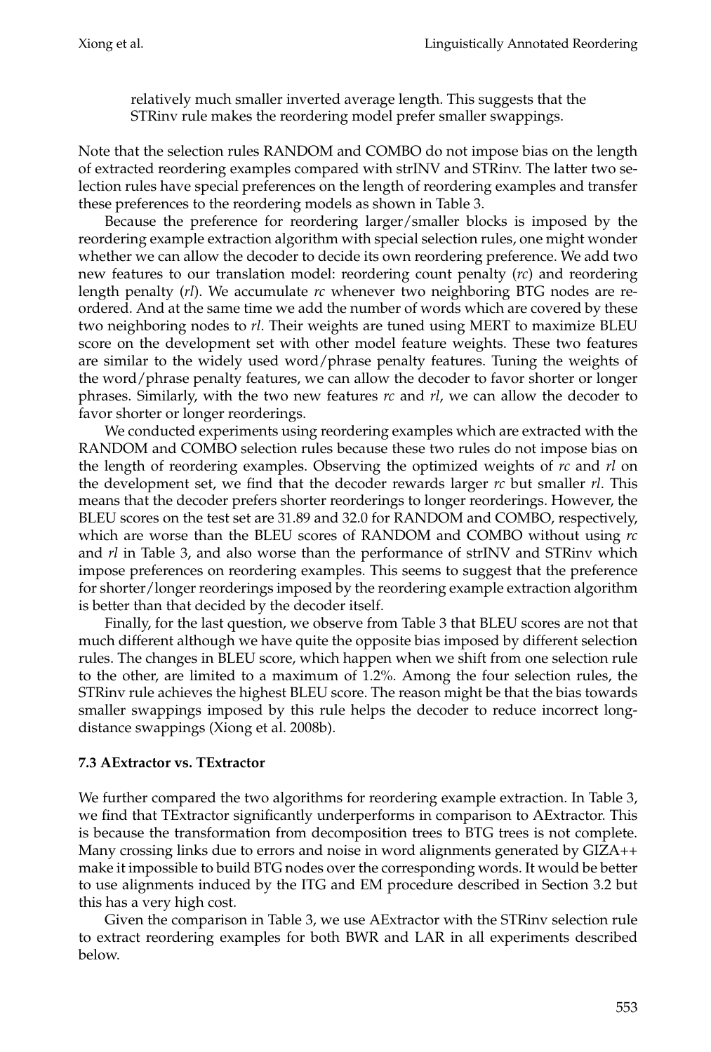relatively much smaller inverted average length. This suggests that the STRinv rule makes the reordering model prefer smaller swappings.

Note that the selection rules RANDOM and COMBO do not impose bias on the length of extracted reordering examples compared with strINV and STRinv. The latter two selection rules have special preferences on the length of reordering examples and transfer these preferences to the reordering models as shown in Table 3.

Because the preference for reordering larger/smaller blocks is imposed by the reordering example extraction algorithm with special selection rules, one might wonder whether we can allow the decoder to decide its own reordering preference. We add two new features to our translation model: reordering count penalty (*rc*) and reordering length penalty (*rl*). We accumulate *rc* whenever two neighboring BTG nodes are reordered. And at the same time we add the number of words which are covered by these two neighboring nodes to *rl*. Their weights are tuned using MERT to maximize BLEU score on the development set with other model feature weights. These two features are similar to the widely used word/phrase penalty features. Tuning the weights of the word/phrase penalty features, we can allow the decoder to favor shorter or longer phrases. Similarly, with the two new features *rc* and *rl*, we can allow the decoder to favor shorter or longer reorderings.

We conducted experiments using reordering examples which are extracted with the RANDOM and COMBO selection rules because these two rules do not impose bias on the length of reordering examples. Observing the optimized weights of *rc* and *rl* on the development set, we find that the decoder rewards larger *rc* but smaller *rl*. This means that the decoder prefers shorter reorderings to longer reorderings. However, the BLEU scores on the test set are 31.89 and 32.0 for RANDOM and COMBO, respectively, which are worse than the BLEU scores of RANDOM and COMBO without using *rc* and *rl* in Table 3, and also worse than the performance of strINV and STRinv which impose preferences on reordering examples. This seems to suggest that the preference for shorter/longer reorderings imposed by the reordering example extraction algorithm is better than that decided by the decoder itself.

Finally, for the last question, we observe from Table 3 that BLEU scores are not that much different although we have quite the opposite bias imposed by different selection rules. The changes in BLEU score, which happen when we shift from one selection rule to the other, are limited to a maximum of 1.2%. Among the four selection rules, the STRinv rule achieves the highest BLEU score. The reason might be that the bias towards smaller swappings imposed by this rule helps the decoder to reduce incorrect long-distance swappings (Xiong et al. 2008b).

### 7.3 AExtractor vs. TExtractor

We further compared the two algorithms for reordering example extraction. In Table 3, we find that TExtractor significantly underperforms in comparison to AExtractor. This is because the transformation from decomposition trees to BTG trees is not complete. Many crossing links due to errors and noise in word alignments generated by GIZA++ make it impossible to build BTG nodes over the corresponding words. It would be better to use alignments induced by the ITG and EM procedure described in Section 3.2 but this has a very high cost.

Given the comparison in Table 3, we use AExtractor with the STRinv selection rule to extract reordering examples for both BWR and LAR in all experiments described below.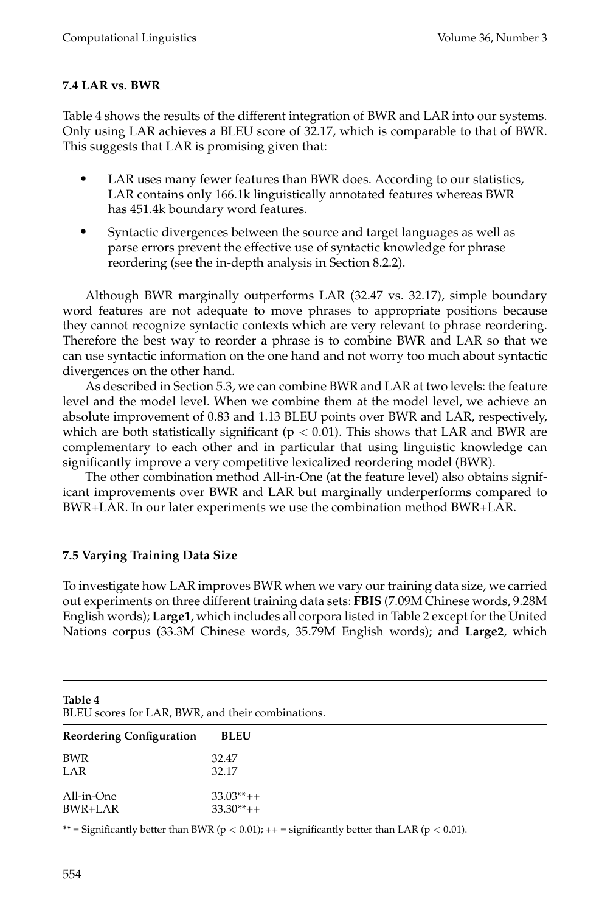### 7.4 LAR vs. BWR

Table 4 shows the results of the different integration of BWR and LAR into our systems. Only using LAR achieves a BLEU score of 32.17, which is comparable to that of BWR. This suggests that LAR is promising given that:

- LAR uses many fewer features than BWR does. According to our statistics, LAR contains only 166.1k linguistically annotated features whereas BWR has 451.4k boundary word features.
- Syntactic divergences between the source and target languages as well as parse errors prevent the effective use of syntactic knowledge for phrase reordering (see the in-depth analysis in Section 8.2.2).

Although BWR marginally outperforms LAR (32.47 vs. 32.17), simple boundary word features are not adequate to move phrases to appropriate positions because they cannot recognize syntactic contexts which are very relevant to phrase reordering. Therefore the best way to reorder a phrase is to combine BWR and LAR so that we can use syntactic information on the one hand and not worry too much about syntactic divergences on the other hand.

As described in Section 5.3, we can combine BWR and LAR at two levels: the feature level and the model level. When we combine them at the model level, we achieve an absolute improvement of 0.83 and 1.13 BLEU points over BWR and LAR, respectively, which are both statistically significant ($p < 0.01$). This shows that LAR and BWR are complementary to each other and in particular that using linguistic knowledge can significantly improve a very competitive lexicalized reordering model (BWR).

The other combination method All-in-One (at the feature level) also obtains significant improvements over BWR and LAR but marginally underperforms compared to BWR+LAR. In our later experiments we use the combination method BWR+LAR.

### 7.5 Varying Training Data Size

To investigate how LAR improves BWR when we vary our training data size, we carried out experiments on three different training data sets: **FBIS** (7.09M Chinese words, 9.28M English words); **Large1**, which includes all corpora listed in Table 2 except for the United Nations corpus (33.3M Chinese words, 35.79M English words); and **Large2**, which

**Table 4**
BLEU scores for LAR, BWR, and their combinations.

| Reordering Configuration | BLEU |
|---|---|
| BWR | 32.47 |
| LAR | 32.17 |
| All-in-One | 33.03**++ |
| BWR+LAR | 33.30**++ |

** = Significantly better than BWR ($p < 0.01$); ++ = significantly better than LAR ($p < 0.01$).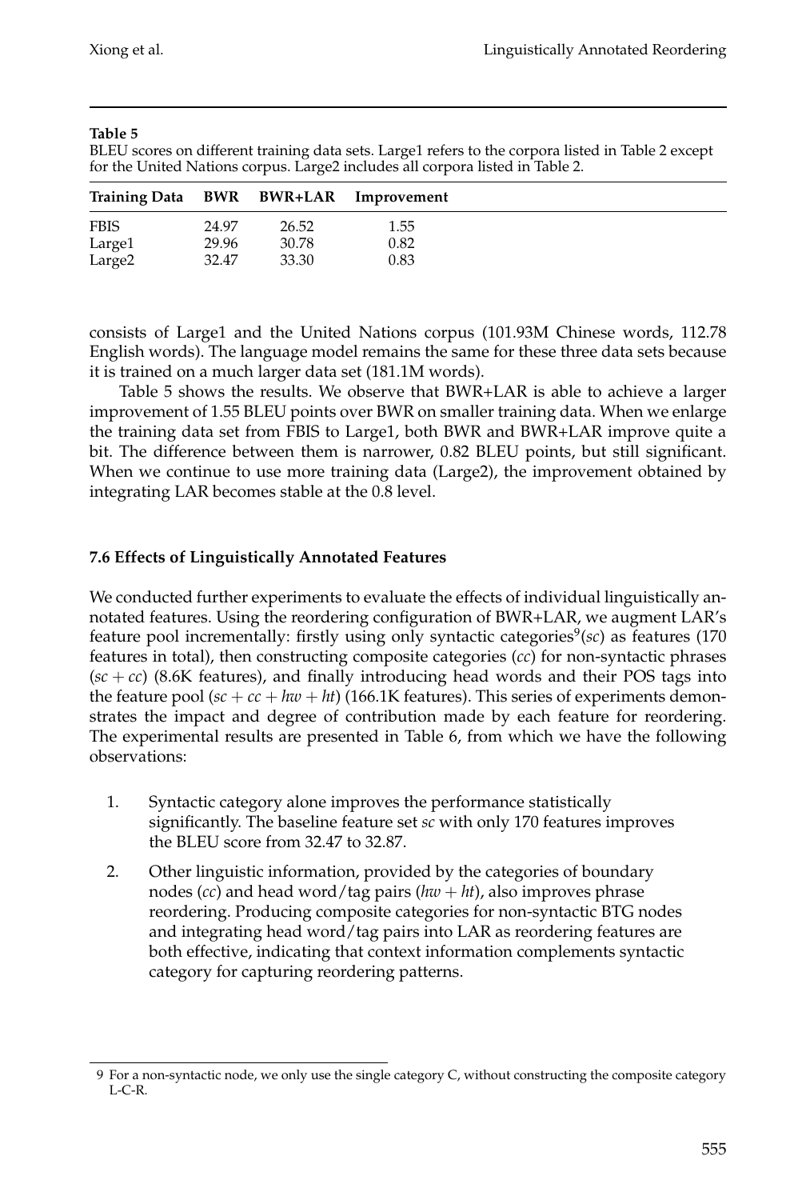**Table 5**
BLEU scores on different training data sets. Large1 refers to the corpora listed in Table 2 except for the United Nations corpus. Large2 includes all corpora listed in Table 2.

| Training Data | BWR | BWR+LAR | Improvement |
|---|---|---|---|
| FBIS | 24.97 | 26.52 | 1.55 |
| Large1 | 29.96 | 30.78 | 0.82 |
| Large2 | 32.47 | 33.30 | 0.83 |

consists of Large1 and the United Nations corpus (101.93M Chinese words, 112.78 English words). The language model remains the same for these three data sets because it is trained on a much larger data set (181.1M words).

Table 5 shows the results. We observe that BWR+LAR is able to achieve a larger improvement of 1.55 BLEU points over BWR on smaller training data. When we enlarge the training data set from FBIS to Large1, both BWR and BWR+LAR improve quite a bit. The difference between them is narrower, 0.82 BLEU points, but still significant. When we continue to use more training data (Large2), the improvement obtained by integrating LAR becomes stable at the 0.8 level.

### 7.6 Effects of Linguistically Annotated Features

We conducted further experiments to evaluate the effects of individual linguistically annotated features. Using the reordering configuration of BWR+LAR, we augment LAR's feature pool incrementally: firstly using only syntactic categories[9](*sc*) as features (170 features in total), then constructing composite categories (*cc*) for non-syntactic phrases (*sc* + *cc*) (8.6K features), and finally introducing head words and their POS tags into the feature pool (*sc* + *cc* + *hw* + *ht*) (166.1K features). This series of experiments demonstrates the impact and degree of contribution made by each feature for reordering. The experimental results are presented in Table 6, from which we have the following observations:

1. Syntactic category alone improves the performance statistically significantly. The baseline feature set *sc* with only 170 features improves the BLEU score from 32.47 to 32.87.
2. Other linguistic information, provided by the categories of boundary nodes (*cc*) and head word/tag pairs (*hw* + *ht*), also improves phrase reordering. Producing composite categories for non-syntactic BTG nodes and integrating head word/tag pairs into LAR as reordering features are both effective, indicating that context information complements syntactic category for capturing reordering patterns.

9 For a non-syntactic node, we only use the single category C, without constructing the composite category L-C-R.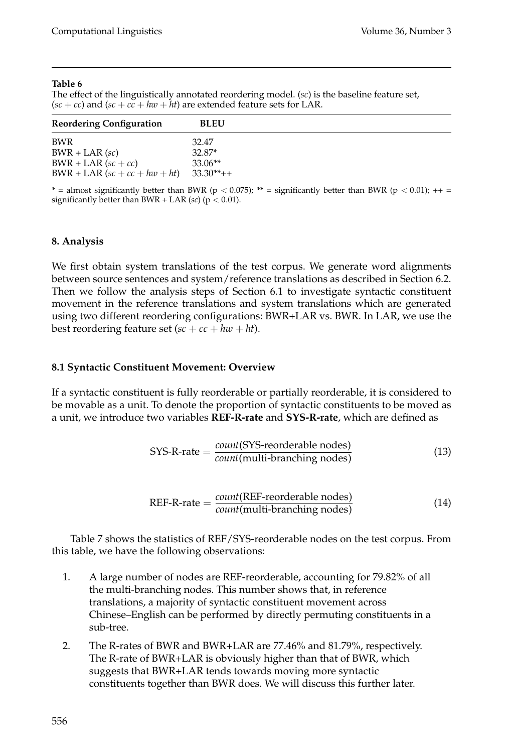**Table 6**

The effect of the linguistically annotated reordering model. (*sc*) is the baseline feature set, (*sc* + *cc*) and (*sc* + *cc* + *hw* + *ht*) are extended feature sets for LAR.

| Reordering Configuration | BLEU |
|---|---|
| BWR | 32.47 |
| BWR + LAR (*sc*) | 32.87* |
| BWR + LAR (*sc* + *cc*) | 33.06** |
| BWR + LAR (*sc* + *cc* + *hw* + *ht*) | 33.30**++ |

* = almost significantly better than BWR ($p < 0.075$); ** = significantly better than BWR ($p < 0.01$); ++ = significantly better than BWR + LAR (*sc*) ($p < 0.01$).

## 8. Analysis

We first obtain system translations of the test corpus. We generate word alignments between source sentences and system/reference translations as described in Section 6.2. Then we follow the analysis steps of Section 6.1 to investigate syntactic constituent movement in the reference translations and system translations which are generated using two different reordering configurations: BWR+LAR vs. BWR. In LAR, we use the best reordering feature set ($sc + cc + hw + ht$).

### 8.1 Syntactic Constituent Movement: Overview

If a syntactic constituent is fully reorderable or partially reorderable, it is considered to be movable as a unit. To denote the proportion of syntactic constituents to be moved as a unit, we introduce two variables **REF-R-rate** and **SYS-R-rate**, which are defined as

$$\text{SYS-R-rate} = \frac{count(\text{SYS-reorderable nodes})}{count(\text{multi-branching nodes})} \tag{13}$$

$$\text{REF-R-rate} = \frac{count(\text{REF-reorderable nodes})}{count(\text{multi-branching nodes})} \tag{14}$$

Table 7 shows the statistics of REF/SYS-reorderable nodes on the test corpus. From this table, we have the following observations:

1. A large number of nodes are REF-reorderable, accounting for 79.82% of all the multi-branching nodes. This number shows that, in reference translations, a majority of syntactic constituent movement across Chinese–English can be performed by directly permuting constituents in a sub-tree.
2. The R-rates of BWR and BWR+LAR are 77.46% and 81.79%, respectively. The R-rate of BWR+LAR is obviously higher than that of BWR, which suggests that BWR+LAR tends towards moving more syntactic constituents together than BWR does. We will discuss this further later.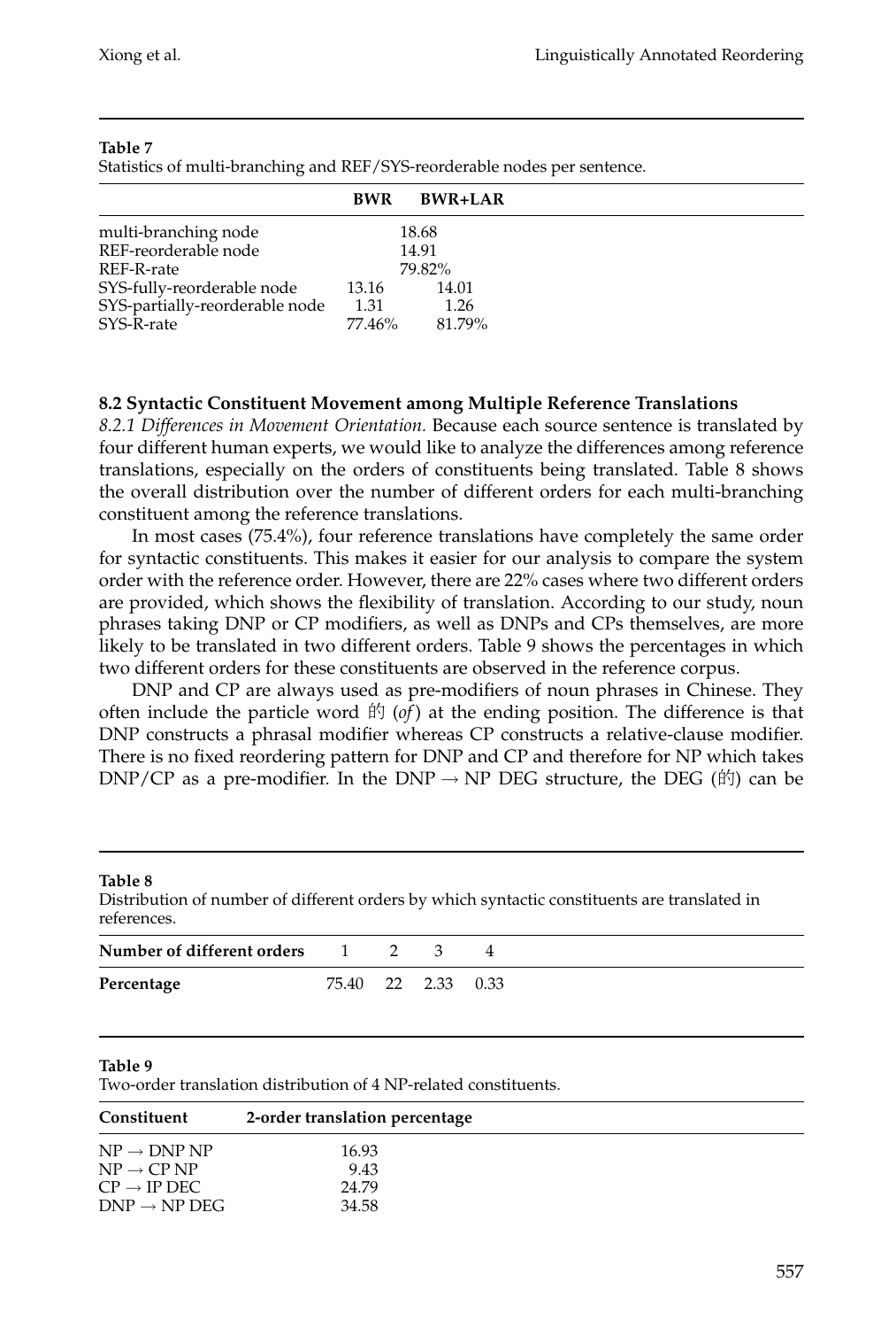**Table 7**
Statistics of multi-branching and REF/SYS-reorderable nodes per sentence.

| | BWR | BWR+LAR |
|---|---|---|
| multi-branching node | 18.68 | |
| REF-reorderable node | 14.91 | |
| REF-R-rate | 79.82% | |
| SYS-fully-reorderable node | 13.16 | 14.01 |
| SYS-partially-reorderable node | 1.31 | 1.26 |
| SYS-R-rate | 77.46% | 81.79% |

### 8.2 Syntactic Constituent Movement among Multiple Reference Translations

*8.2.1 Differences in Movement Orientation.* Because each source sentence is translated by four different human experts, we would like to analyze the differences among reference translations, especially on the orders of constituents being translated. Table 8 shows the overall distribution over the number of different orders for each multi-branching constituent among the reference translations.

In most cases (75.4%), four reference translations have completely the same order for syntactic constituents. This makes it easier for our analysis to compare the system order with the reference order. However, there are 22% cases where two different orders are provided, which shows the flexibility of translation. According to our study, noun phrases taking DNP or CP modifiers, as well as DNPs and CPs themselves, are more likely to be translated in two different orders. Table 9 shows the percentages in which two different orders for these constituents are observed in the reference corpus.

DNP and CP are always used as pre-modifiers of noun phrases in Chinese. They often include the particle word 的 (*of*) at the ending position. The difference is that DNP constructs a phrasal modifier whereas CP constructs a relative-clause modifier. There is no fixed reordering pattern for DNP and CP and therefore for NP which takes DNP/CP as a pre-modifier. In the DNP → NP DEG structure, the DEG (的) can be

**Table 8**
Distribution of number of different orders by which syntactic constituents are translated in references.

| Number of different orders | 1 | 2 | 3 | 4 |
|---|---|---|---|---|
| Percentage | 75.40 | 22 | 2.33 | 0.33 |

**Table 9**
Two-order translation distribution of 4 NP-related constituents.

| Constituent | 2-order translation percentage |
|---|---|
| NP → DNP NP | 16.93 |
| NP → CP NP | 9.43 |
| CP → IP DEC | 24.79 |
| DNP → NP DEG | 34.58 |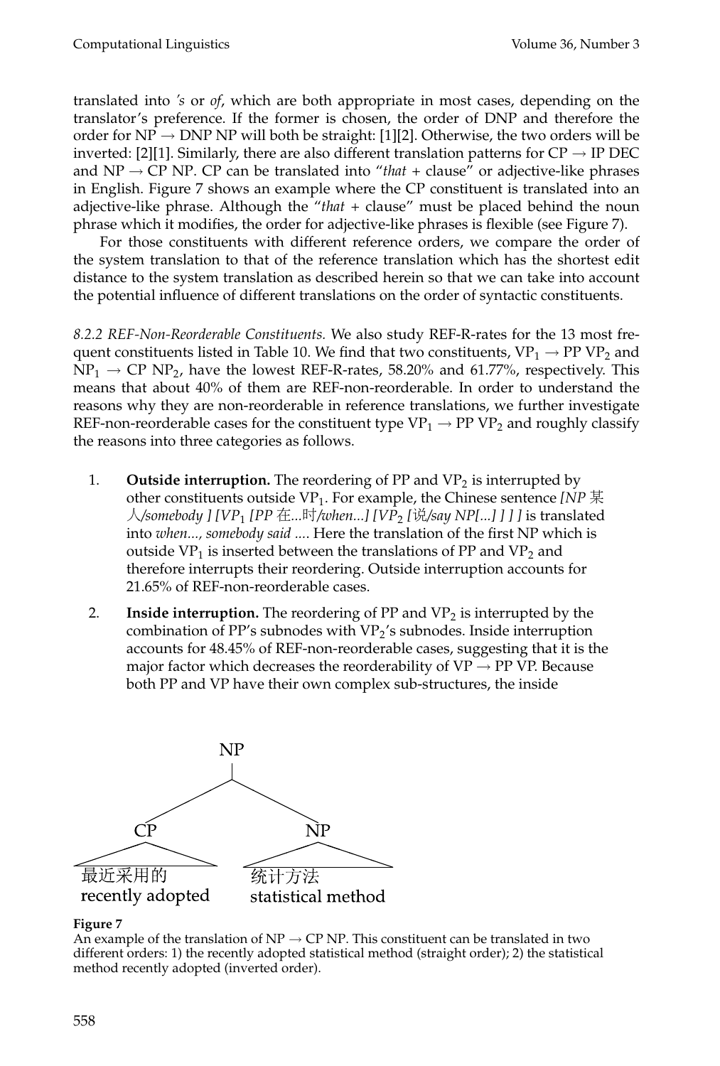translated into *'s* or *of*, which are both appropriate in most cases, depending on the translator's preference. If the former is chosen, the order of DNP and therefore the order for NP → DNP NP will both be straight: [1][2]. Otherwise, the two orders will be inverted: [2][1]. Similarly, there are also different translation patterns for CP → IP DEC and NP → CP NP. CP can be translated into "*that* + clause" or adjective-like phrases in English. Figure 7 shows an example where the CP constituent is translated into an adjective-like phrase. Although the "*that* + clause" must be placed behind the noun phrase which it modifies, the order for adjective-like phrases is flexible (see Figure 7).

For those constituents with different reference orders, we compare the order of the system translation to that of the reference translation which has the shortest edit distance to the system translation as described herein so that we can take into account the potential influence of different translations on the order of syntactic constituents.

*8.2.2 REF-Non-Reorderable Constituents.* We also study REF-R-rates for the 13 most frequent constituents listed in Table 10. We find that two constituents, $VP_1$ → PP $VP_2$ and $NP_1$ → CP $NP_2$, have the lowest REF-R-rates, 58.20% and 61.77%, respectively. This means that about 40% of them are REF-non-reorderable. In order to understand the reasons why they are non-reorderable in reference translations, we further investigate REF-non-reorderable cases for the constituent type $VP_1$ → PP $VP_2$ and roughly classify the reasons into three categories as follows.

1. **Outside interruption.** The reordering of PP and $VP_2$ is interrupted by other constituents outside $VP_1$. For example, the Chinese sentence *[NP 某人/somebody ] [$VP_1$ [PP 在...时/when...] [$VP_2$ [说/say NP[...] ] ] ]* is translated into *when..., somebody said ....* Here the translation of the first NP which is outside $VP_1$ is inserted between the translations of PP and $VP_2$ and therefore interrupts their reordering. Outside interruption accounts for 21.65% of REF-non-reorderable cases.

2. **Inside interruption.** The reordering of PP and $VP_2$ is interrupted by the combination of PP's subnodes with $VP_2$'s subnodes. Inside interruption accounts for 48.45% of REF-non-reorderable cases, suggesting that it is the major factor which decreases the reorderability of VP → PP VP. Because both PP and VP have their own complex sub-structures, the inside

**Figure 7**
An example of the translation of NP → CP NP. This constituent can be translated in two different orders: 1) the recently adopted statistical method (straight order); 2) the statistical method recently adopted (inverted order).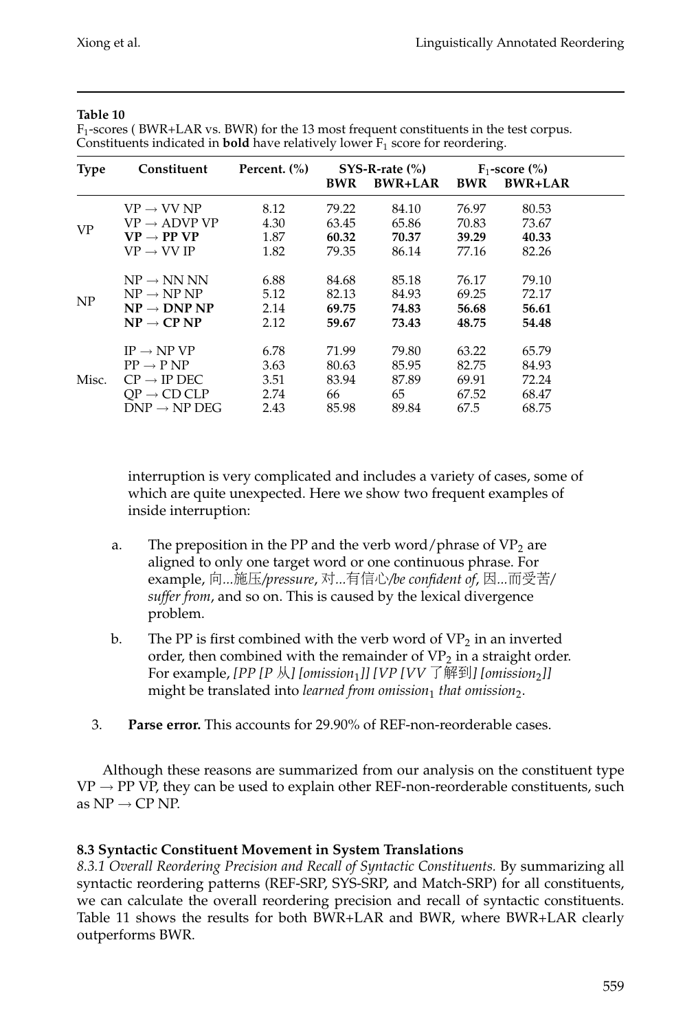**Table 10**
$F_1$-scores ( BWR+LAR vs. BWR) for the 13 most frequent constituents in the test corpus. Constituents indicated in **bold** have relatively lower $F_1$ score for reordering.

| Type | Constituent | Percent. (%) | SYS-R-rate (%) | | $F_1$-score (%) | |
|---|---|---|---|---|---|---|
| | | | BWR | BWR+LAR | BWR | BWR+LAR |
| VP | VP → VV NP | 8.12 | 79.22 | 84.10 | 76.97 | 80.53 |
| | VP → ADVP VP | 4.30 | 63.45 | 65.86 | 70.83 | 73.67 |
| | **VP → PP VP** | 1.87 | **60.32** | **70.37** | **39.29** | **40.33** |
| | VP → VV IP | 1.82 | 79.35 | 86.14 | 77.16 | 82.26 |
| NP | NP → NN NN | 6.88 | 84.68 | 85.18 | 76.17 | 79.10 |
| | NP → NP NP | 5.12 | 82.13 | 84.93 | 69.25 | 72.17 |
| | **NP → DNP NP** | 2.14 | **69.75** | **74.83** | **56.68** | **56.61** |
| | **NP → CP NP** | 2.12 | **59.67** | **73.43** | **48.75** | **54.48** |
| Misc. | IP → NP VP | 6.78 | 71.99 | 79.80 | 63.22 | 65.79 |
| | PP → P NP | 3.63 | 80.63 | 85.95 | 82.75 | 84.93 |
| | CP → IP DEC | 3.51 | 83.94 | 87.89 | 69.91 | 72.24 |
| | QP → CD CLP | 2.74 | 66 | 65 | 67.52 | 68.47 |
| | DNP → NP DEG | 2.43 | 85.98 | 89.84 | 67.5 | 68.75 |

interruption is very complicated and includes a variety of cases, some of which are quite unexpected. Here we show two frequent examples of inside interruption:

a. The preposition in the PP and the verb word/phrase of $VP_2$ are aligned to only one target word or one continuous phrase. For example, 向...施压/*pressure*, 对...有信心/*be confident of*, 因...而受苦/*suffer from*, and so on. This is caused by the lexical divergence problem.

b. The PP is first combined with the verb word of $VP_2$ in an inverted order, then combined with the remainder of $VP_2$ in a straight order. For example, *[PP [P 从] [omission$_1$]] [VP [VV 了解到] [omission$_2$]]* might be translated into *learned from omission$_1$ that omission$_2$*.

3. **Parse error.** This accounts for 29.90% of REF-non-reorderable cases.

Although these reasons are summarized from our analysis on the constituent type VP → PP VP, they can be used to explain other REF-non-reorderable constituents, such as NP → CP NP.

### 8.3 Syntactic Constituent Movement in System Translations

*8.3.1 Overall Reordering Precision and Recall of Syntactic Constituents.* By summarizing all syntactic reordering patterns (REF-SRP, SYS-SRP, and Match-SRP) for all constituents, we can calculate the overall reordering precision and recall of syntactic constituents. Table 11 shows the results for both BWR+LAR and BWR, where BWR+LAR clearly outperforms BWR.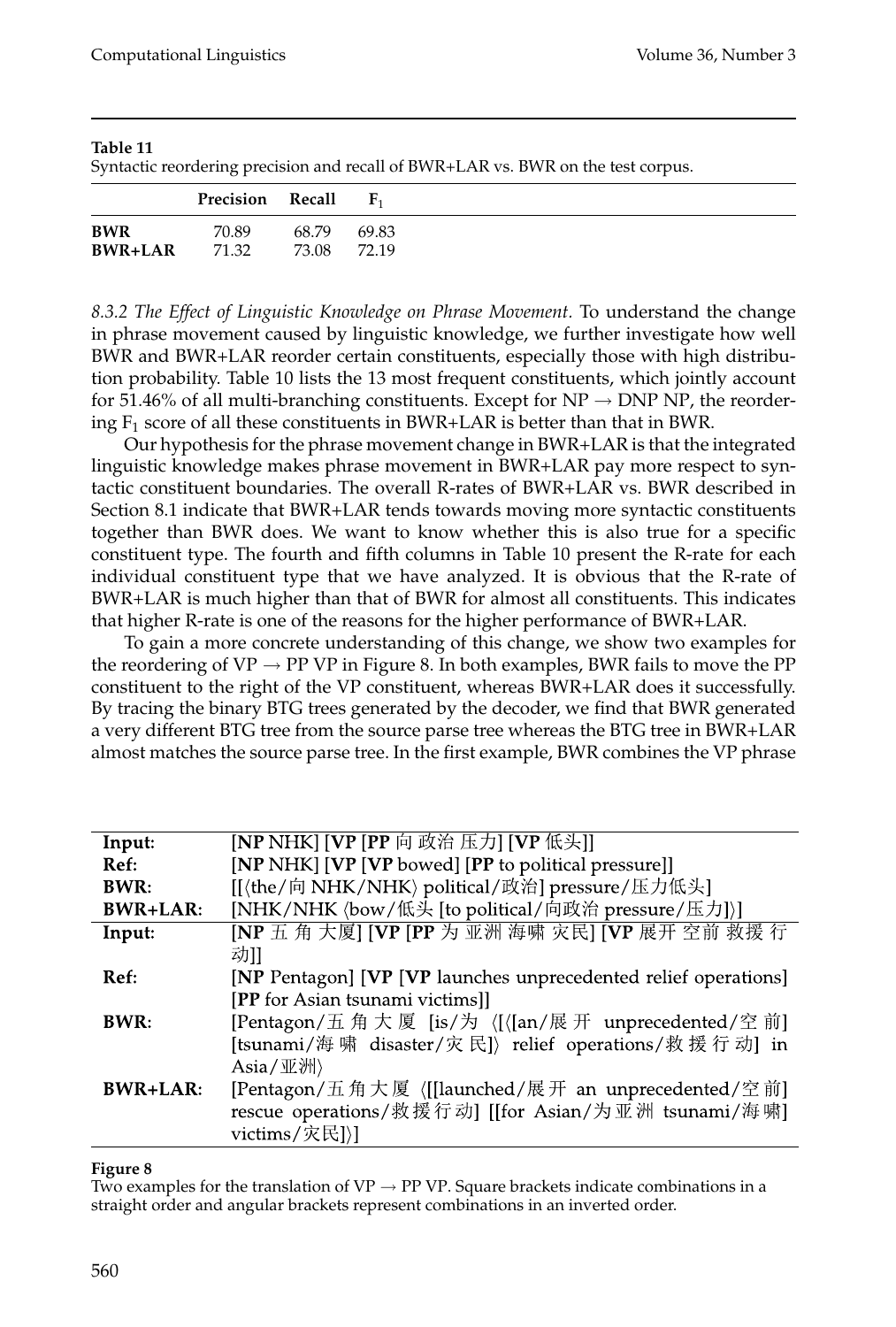**Table 11**
Syntactic reordering precision and recall of BWR+LAR vs. BWR on the test corpus.

| | **Precision** | **Recall** | $\mathbf{F_1}$ |
|---|---|---|---|
| **BWR** | 70.89 | 68.79 | 69.83 |
| **BWR+LAR** | 71.32 | 73.08 | 72.19 |

*8.3.2 The Effect of Linguistic Knowledge on Phrase Movement.* To understand the change in phrase movement caused by linguistic knowledge, we further investigate how well BWR and BWR+LAR reorder certain constituents, especially those with high distribution probability. Table 10 lists the 13 most frequent constituents, which jointly account for 51.46% of all multi-branching constituents. Except for NP → DNP NP, the reordering $F_1$ score of all these constituents in BWR+LAR is better than that in BWR.

Our hypothesis for the phrase movement change in BWR+LAR is that the integrated linguistic knowledge makes phrase movement in BWR+LAR pay more respect to syntactic constituent boundaries. The overall R-rates of BWR+LAR vs. BWR described in Section 8.1 indicate that BWR+LAR tends towards moving more syntactic constituents together than BWR does. We want to know whether this is also true for a specific constituent type. The fourth and fifth columns in Table 10 present the R-rate for each individual constituent type that we have analyzed. It is obvious that the R-rate of BWR+LAR is much higher than that of BWR for almost all constituents. This indicates that higher R-rate is one of the reasons for the higher performance of BWR+LAR.

To gain a more concrete understanding of this change, we show two examples for the reordering of VP → PP VP in Figure 8. In both examples, BWR fails to move the PP constituent to the right of the VP constituent, whereas BWR+LAR does it successfully. By tracing the binary BTG trees generated by the decoder, we find that BWR generated a very different BTG tree from the source parse tree whereas the BTG tree in BWR+LAR almost matches the source parse tree. In the first example, BWR combines the VP phrase

| | |
|---|---|
| **Input:** | [**NP** NHK] [**VP** [**PP** 向 政治 压力] [**VP** 低头]] |
| **Ref:** | [**NP** NHK] [**VP** [**VP** bowed] [**PP** to political pressure]] |
| **BWR:** | [[⟨the/向 NHK/NHK⟩ political/政治] pressure/压力低头] |
| **BWR+LAR:** | [NHK/NHK ⟨bow/低头 [to political/向政治 pressure/压力]⟩] |
| **Input:** | [**NP** 五 角 大厦] [**VP** [**PP** 为 亚洲 海啸 灾民] [**VP** 展开 空前 救援 行动]] |
| **Ref:** | [**NP** Pentagon] [**VP** [**VP** launches unprecedented relief operations] [**PP** for Asian tsunami victims]] |
| **BWR:** | [Pentagon/五 角 大 厦 [is/为 ⟨[⟨[an/展 开 unprecedented/空 前] [tsunami/海 啸 disaster/灾 民]⟩ relief operations/救 援 行 动] in Asia/亚洲⟩ |
| **BWR+LAR:** | [Pentagon/五 角 大 厦 ⟨[[launched/展 开 an unprecedented/空 前] rescue operations/救 援 行 动] [[for Asian/为 亚 洲 tsunami/海 啸] victims/灾民]⟩] |

**Figure 8**
Two examples for the translation of VP → PP VP. Square brackets indicate combinations in a straight order and angular brackets represent combinations in an inverted order.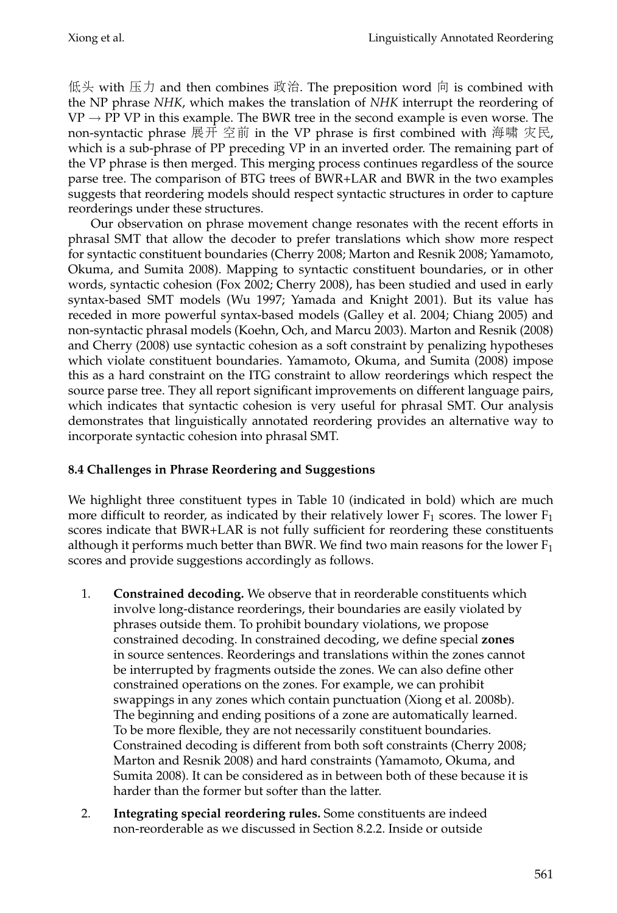低头 with 压力 and then combines 政治. The preposition word 向 is combined with the NP phrase *NHK*, which makes the translation of *NHK* interrupt the reordering of VP → PP VP in this example. The BWR tree in the second example is even worse. The non-syntactic phrase 展开 空前 in the VP phrase is first combined with 海啸 灾民, which is a sub-phrase of PP preceding VP in an inverted order. The remaining part of the VP phrase is then merged. This merging process continues regardless of the source parse tree. The comparison of BTG trees of BWR+LAR and BWR in the two examples suggests that reordering models should respect syntactic structures in order to capture reorderings under these structures.

Our observation on phrase movement change resonates with the recent efforts in phrasal SMT that allow the decoder to prefer translations which show more respect for syntactic constituent boundaries (Cherry 2008; Marton and Resnik 2008; Yamamoto, Okuma, and Sumita 2008). Mapping to syntactic constituent boundaries, or in other words, syntactic cohesion (Fox 2002; Cherry 2008), has been studied and used in early syntax-based SMT models (Wu 1997; Yamada and Knight 2001). But its value has receded in more powerful syntax-based models (Galley et al. 2004; Chiang 2005) and non-syntactic phrasal models (Koehn, Och, and Marcu 2003). Marton and Resnik (2008) and Cherry (2008) use syntactic cohesion as a soft constraint by penalizing hypotheses which violate constituent boundaries. Yamamoto, Okuma, and Sumita (2008) impose this as a hard constraint on the ITG constraint to allow reorderings which respect the source parse tree. They all report significant improvements on different language pairs, which indicates that syntactic cohesion is very useful for phrasal SMT. Our analysis demonstrates that linguistically annotated reordering provides an alternative way to incorporate syntactic cohesion into phrasal SMT.

#### 8.4 Challenges in Phrase Reordering and Suggestions

We highlight three constituent types in Table 10 (indicated in bold) which are much more difficult to reorder, as indicated by their relatively lower $F_1$ scores. The lower $F_1$ scores indicate that BWR+LAR is not fully sufficient for reordering these constituents although it performs much better than BWR. We find two main reasons for the lower $F_1$ scores and provide suggestions accordingly as follows.

1. **Constrained decoding.** We observe that in reorderable constituents which involve long-distance reorderings, their boundaries are easily violated by phrases outside them. To prohibit boundary violations, we propose constrained decoding. In constrained decoding, we define special **zones** in source sentences. Reorderings and translations within the zones cannot be interrupted by fragments outside the zones. We can also define other constrained operations on the zones. For example, we can prohibit swappings in any zones which contain punctuation (Xiong et al. 2008b). The beginning and ending positions of a zone are automatically learned. To be more flexible, they are not necessarily constituent boundaries. Constrained decoding is different from both soft constraints (Cherry 2008; Marton and Resnik 2008) and hard constraints (Yamamoto, Okuma, and Sumita 2008). It can be considered as in between both of these because it is harder than the former but softer than the latter.

2. **Integrating special reordering rules.** Some constituents are indeed non-reorderable as we discussed in Section 8.2.2. Inside or outside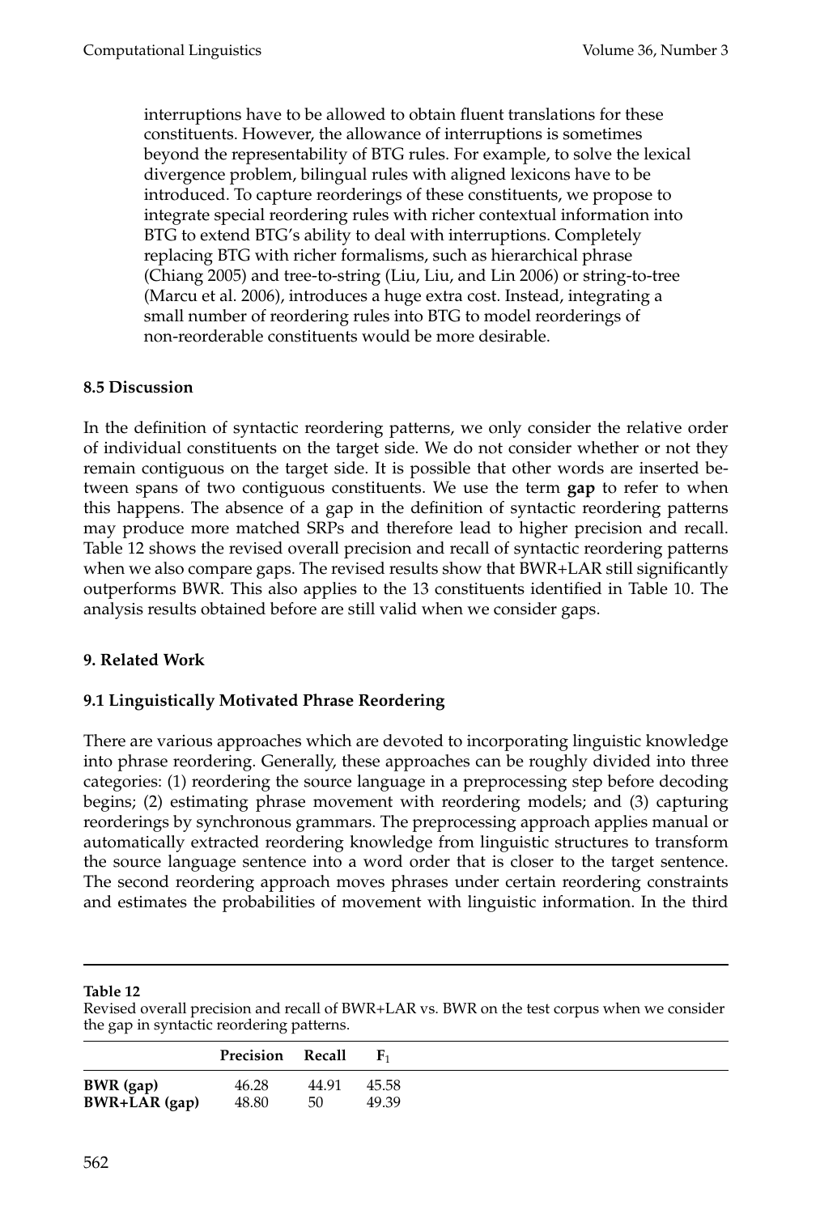interruptions have to be allowed to obtain fluent translations for these constituents. However, the allowance of interruptions is sometimes beyond the representability of BTG rules. For example, to solve the lexical divergence problem, bilingual rules with aligned lexicons have to be introduced. To capture reorderings of these constituents, we propose to integrate special reordering rules with richer contextual information into BTG to extend BTG's ability to deal with interruptions. Completely replacing BTG with richer formalisms, such as hierarchical phrase (Chiang 2005) and tree-to-string (Liu, Liu, and Lin 2006) or string-to-tree (Marcu et al. 2006), introduces a huge extra cost. Instead, integrating a small number of reordering rules into BTG to model reorderings of non-reorderable constituents would be more desirable.

### 8.5 Discussion

In the definition of syntactic reordering patterns, we only consider the relative order of individual constituents on the target side. We do not consider whether or not they remain contiguous on the target side. It is possible that other words are inserted between spans of two contiguous constituents. We use the term **gap** to refer to when this happens. The absence of a gap in the definition of syntactic reordering patterns may produce more matched SRPs and therefore lead to higher precision and recall. Table 12 shows the revised overall precision and recall of syntactic reordering patterns when we also compare gaps. The revised results show that BWR+LAR still significantly outperforms BWR. This also applies to the 13 constituents identified in Table 10. The analysis results obtained before are still valid when we consider gaps.

## 9. Related Work

### 9.1 Linguistically Motivated Phrase Reordering

There are various approaches which are devoted to incorporating linguistic knowledge into phrase reordering. Generally, these approaches can be roughly divided into three categories: (1) reordering the source language in a preprocessing step before decoding begins; (2) estimating phrase movement with reordering models; and (3) capturing reorderings by synchronous grammars. The preprocessing approach applies manual or automatically extracted reordering knowledge from linguistic structures to transform the source language sentence into a word order that is closer to the target sentence. The second reordering approach moves phrases under certain reordering constraints and estimates the probabilities of movement with linguistic information. In the third

**Table 12**
Revised overall precision and recall of BWR+LAR vs. BWR on the test corpus when we consider the gap in syntactic reordering patterns.

| | Precision | Recall | $F_1$ |
|---|---|---|---|
| **BWR (gap)** | 46.28 | 44.91 | 45.58 |
| **BWR+LAR (gap)** | 48.80 | 50 | 49.39 |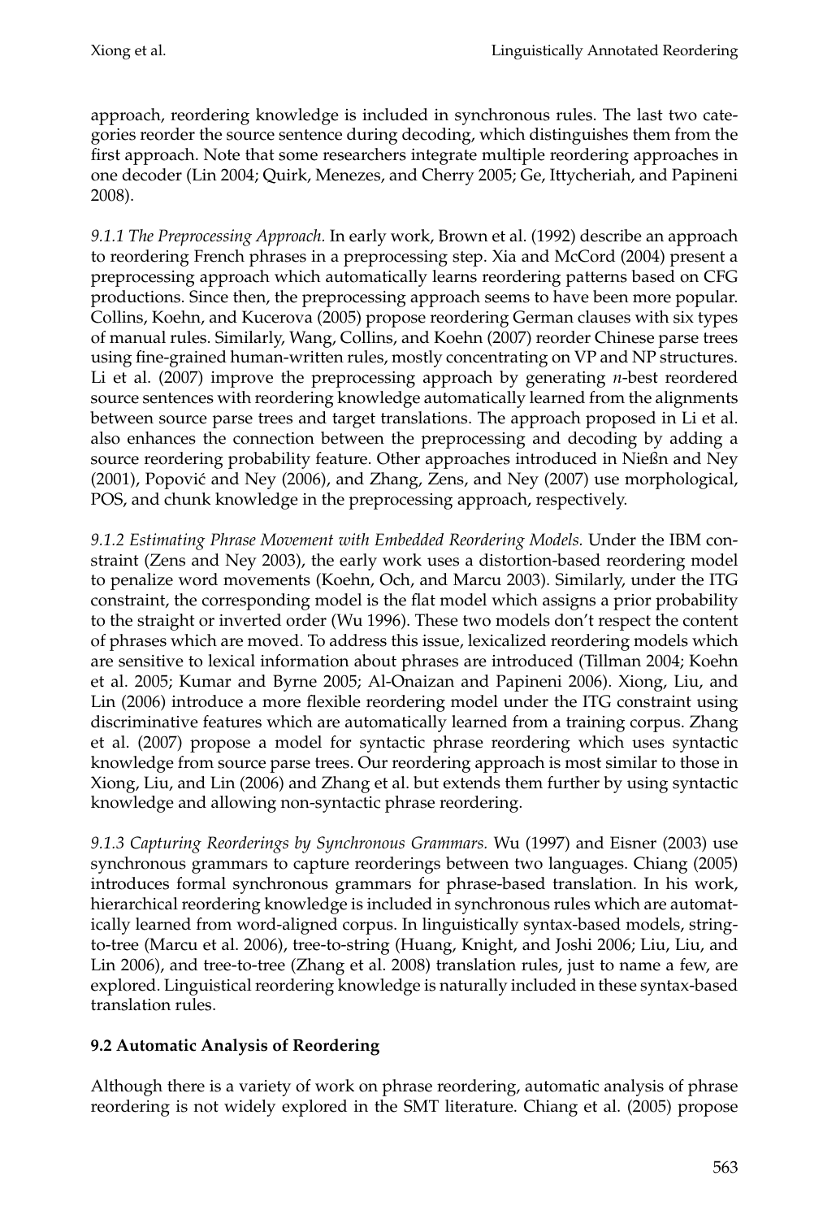approach, reordering knowledge is included in synchronous rules. The last two categories reorder the source sentence during decoding, which distinguishes them from the first approach. Note that some researchers integrate multiple reordering approaches in one decoder (Lin 2004; Quirk, Menezes, and Cherry 2005; Ge, Ittycheriah, and Papineni 2008).

*9.1.1 The Preprocessing Approach.* In early work, Brown et al. (1992) describe an approach to reordering French phrases in a preprocessing step. Xia and McCord (2004) present a preprocessing approach which automatically learns reordering patterns based on CFG productions. Since then, the preprocessing approach seems to have been more popular. Collins, Koehn, and Kucerova (2005) propose reordering German clauses with six types of manual rules. Similarly, Wang, Collins, and Koehn (2007) reorder Chinese parse trees using fine-grained human-written rules, mostly concentrating on VP and NP structures. Li et al. (2007) improve the preprocessing approach by generating *n*-best reordered source sentences with reordering knowledge automatically learned from the alignments between source parse trees and target translations. The approach proposed in Li et al. also enhances the connection between the preprocessing and decoding by adding a source reordering probability feature. Other approaches introduced in Nießn and Ney (2001), Popović and Ney (2006), and Zhang, Zens, and Ney (2007) use morphological, POS, and chunk knowledge in the preprocessing approach, respectively.

*9.1.2 Estimating Phrase Movement with Embedded Reordering Models.* Under the IBM constraint (Zens and Ney 2003), the early work uses a distortion-based reordering model to penalize word movements (Koehn, Och, and Marcu 2003). Similarly, under the ITG constraint, the corresponding model is the flat model which assigns a prior probability to the straight or inverted order (Wu 1996). These two models don't respect the content of phrases which are moved. To address this issue, lexicalized reordering models which are sensitive to lexical information about phrases are introduced (Tillman 2004; Koehn et al. 2005; Kumar and Byrne 2005; Al-Onaizan and Papineni 2006). Xiong, Liu, and Lin (2006) introduce a more flexible reordering model under the ITG constraint using discriminative features which are automatically learned from a training corpus. Zhang et al. (2007) propose a model for syntactic phrase reordering which uses syntactic knowledge from source parse trees. Our reordering approach is most similar to those in Xiong, Liu, and Lin (2006) and Zhang et al. but extends them further by using syntactic knowledge and allowing non-syntactic phrase reordering.

*9.1.3 Capturing Reorderings by Synchronous Grammars.* Wu (1997) and Eisner (2003) use synchronous grammars to capture reorderings between two languages. Chiang (2005) introduces formal synchronous grammars for phrase-based translation. In his work, hierarchical reordering knowledge is included in synchronous rules which are automatically learned from word-aligned corpus. In linguistically syntax-based models, string-to-tree (Marcu et al. 2006), tree-to-string (Huang, Knight, and Joshi 2006; Liu, Liu, and Lin 2006), and tree-to-tree (Zhang et al. 2008) translation rules, just to name a few, are explored. Linguistical reordering knowledge is naturally included in these syntax-based translation rules.

### 9.2 Automatic Analysis of Reordering

Although there is a variety of work on phrase reordering, automatic analysis of phrase reordering is not widely explored in the SMT literature. Chiang et al. (2005) propose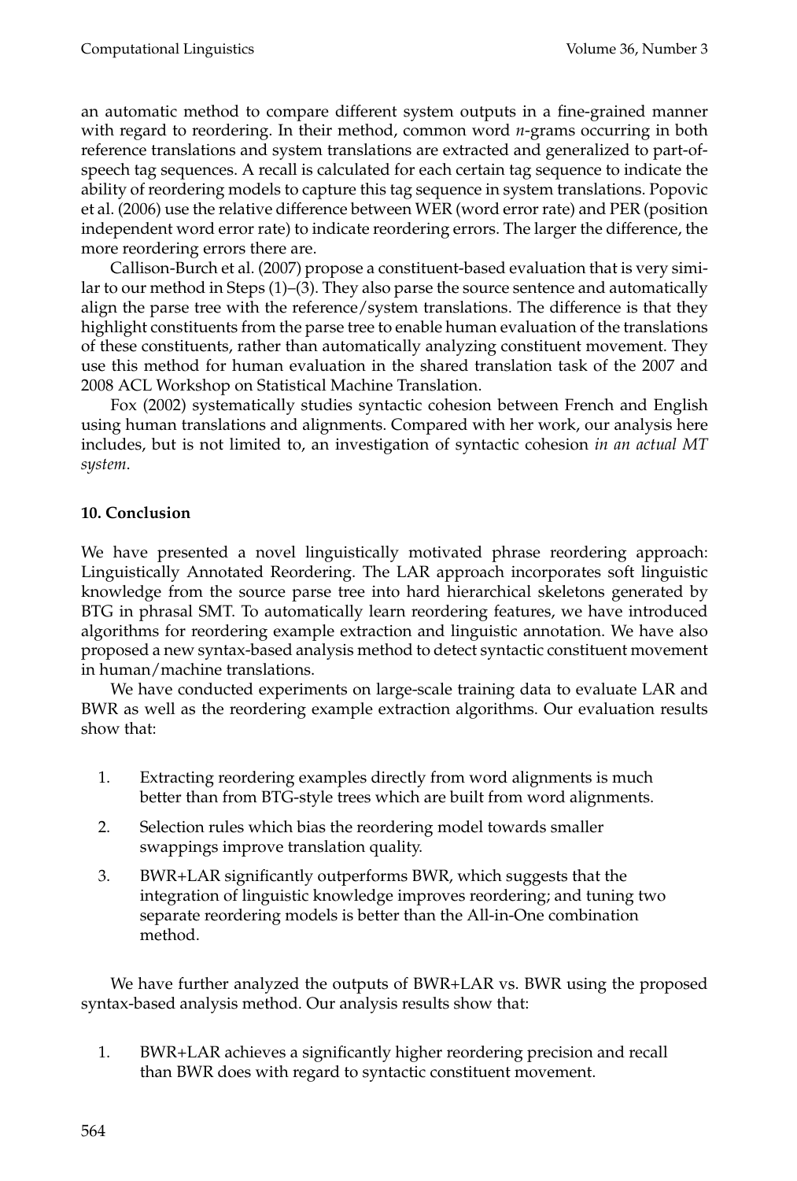an automatic method to compare different system outputs in a fine-grained manner with regard to reordering. In their method, common word *n*-grams occurring in both reference translations and system translations are extracted and generalized to part-of-speech tag sequences. A recall is calculated for each certain tag sequence to indicate the ability of reordering models to capture this tag sequence in system translations. Popovic et al. (2006) use the relative difference between WER (word error rate) and PER (position independent word error rate) to indicate reordering errors. The larger the difference, the more reordering errors there are.

Callison-Burch et al. (2007) propose a constituent-based evaluation that is very similar to our method in Steps (1)–(3). They also parse the source sentence and automatically align the parse tree with the reference/system translations. The difference is that they highlight constituents from the parse tree to enable human evaluation of the translations of these constituents, rather than automatically analyzing constituent movement. They use this method for human evaluation in the shared translation task of the 2007 and 2008 ACL Workshop on Statistical Machine Translation.

Fox (2002) systematically studies syntactic cohesion between French and English using human translations and alignments. Compared with her work, our analysis here includes, but is not limited to, an investigation of syntactic cohesion *in an actual MT system*.

## 10. Conclusion

We have presented a novel linguistically motivated phrase reordering approach: Linguistically Annotated Reordering. The LAR approach incorporates soft linguistic knowledge from the source parse tree into hard hierarchical skeletons generated by BTG in phrasal SMT. To automatically learn reordering features, we have introduced algorithms for reordering example extraction and linguistic annotation. We have also proposed a new syntax-based analysis method to detect syntactic constituent movement in human/machine translations.

We have conducted experiments on large-scale training data to evaluate LAR and BWR as well as the reordering example extraction algorithms. Our evaluation results show that:

1. Extracting reordering examples directly from word alignments is much better than from BTG-style trees which are built from word alignments.
2. Selection rules which bias the reordering model towards smaller swappings improve translation quality.
3. BWR+LAR significantly outperforms BWR, which suggests that the integration of linguistic knowledge improves reordering; and tuning two separate reordering models is better than the All-in-One combination method.

We have further analyzed the outputs of BWR+LAR vs. BWR using the proposed syntax-based analysis method. Our analysis results show that:

1. BWR+LAR achieves a significantly higher reordering precision and recall than BWR does with regard to syntactic constituent movement.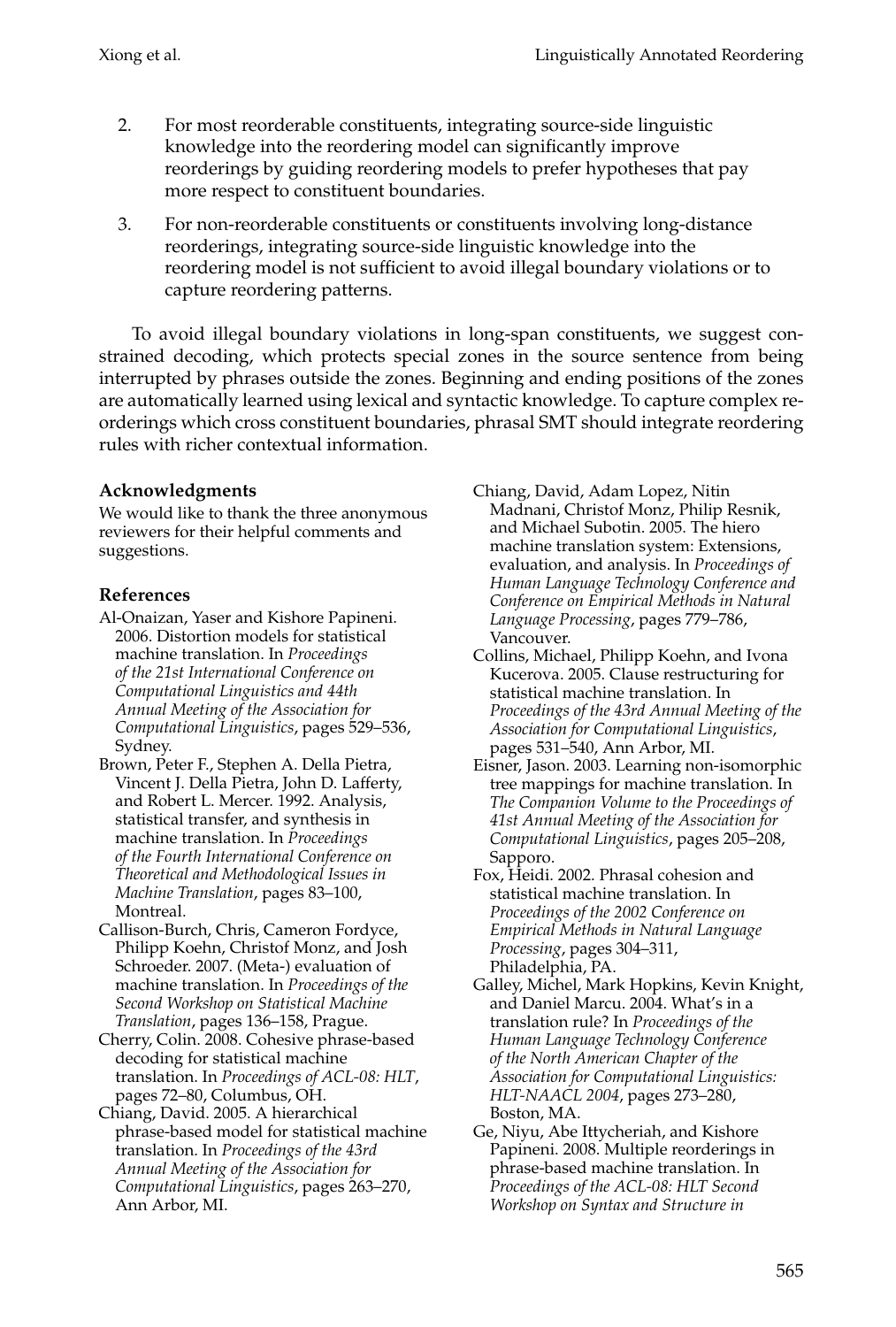2. For most reorderable constituents, integrating source-side linguistic knowledge into the reordering model can significantly improve reorderings by guiding reordering models to prefer hypotheses that pay more respect to constituent boundaries.
3. For non-reorderable constituents or constituents involving long-distance reorderings, integrating source-side linguistic knowledge into the reordering model is not sufficient to avoid illegal boundary violations or to capture reordering patterns.

To avoid illegal boundary violations in long-span constituents, we suggest constrained decoding, which protects special zones in the source sentence from being interrupted by phrases outside the zones. Beginning and ending positions of the zones are automatically learned using lexical and syntactic knowledge. To capture complex reorderings which cross constituent boundaries, phrasal SMT should integrate reordering rules with richer contextual information.

### Acknowledgments

We would like to thank the three anonymous reviewers for their helpful comments and suggestions.

### References

Al-Onaizan, Yaser and Kishore Papineni. 2006. Distortion models for statistical machine translation. In *Proceedings of the 21st International Conference on Computational Linguistics and 44th Annual Meeting of the Association for Computational Linguistics*, pages 529–536, Sydney.

Brown, Peter F., Stephen A. Della Pietra, Vincent J. Della Pietra, John D. Lafferty, and Robert L. Mercer. 1992. Analysis, statistical transfer, and synthesis in machine translation. In *Proceedings of the Fourth International Conference on Theoretical and Methodological Issues in Machine Translation*, pages 83–100, Montreal.

Callison-Burch, Chris, Cameron Fordyce, Philipp Koehn, Christof Monz, and Josh Schroeder. 2007. (Meta-) evaluation of machine translation. In *Proceedings of the Second Workshop on Statistical Machine Translation*, pages 136–158, Prague.

Cherry, Colin. 2008. Cohesive phrase-based decoding for statistical machine translation. In *Proceedings of ACL-08: HLT*, pages 72–80, Columbus, OH.

Chiang, David. 2005. A hierarchical phrase-based model for statistical machine translation. In *Proceedings of the 43rd Annual Meeting of the Association for Computational Linguistics*, pages 263–270, Ann Arbor, MI.

Chiang, David, Adam Lopez, Nitin Madnani, Christof Monz, Philip Resnik, and Michael Subotin. 2005. The hiero machine translation system: Extensions, evaluation, and analysis. In *Proceedings of Human Language Technology Conference and Conference on Empirical Methods in Natural Language Processing*, pages 779–786, Vancouver.

Collins, Michael, Philipp Koehn, and Ivona Kucerova. 2005. Clause restructuring for statistical machine translation. In *Proceedings of the 43rd Annual Meeting of the Association for Computational Linguistics*, pages 531–540, Ann Arbor, MI.

Eisner, Jason. 2003. Learning non-isomorphic tree mappings for machine translation. In *The Companion Volume to the Proceedings of 41st Annual Meeting of the Association for Computational Linguistics*, pages 205–208, Sapporo.

Fox, Heidi. 2002. Phrasal cohesion and statistical machine translation. In *Proceedings of the 2002 Conference on Empirical Methods in Natural Language Processing*, pages 304–311, Philadelphia, PA.

Galley, Michel, Mark Hopkins, Kevin Knight, and Daniel Marcu. 2004. What's in a translation rule? In *Proceedings of the Human Language Technology Conference of the North American Chapter of the Association for Computational Linguistics: HLT-NAACL 2004*, pages 273–280, Boston, MA.

Ge, Niyu, Abe Ittycheriah, and Kishore Papineni. 2008. Multiple reorderings in phrase-based machine translation. In *Proceedings of the ACL-08: HLT Second Workshop on Syntax and Structure in*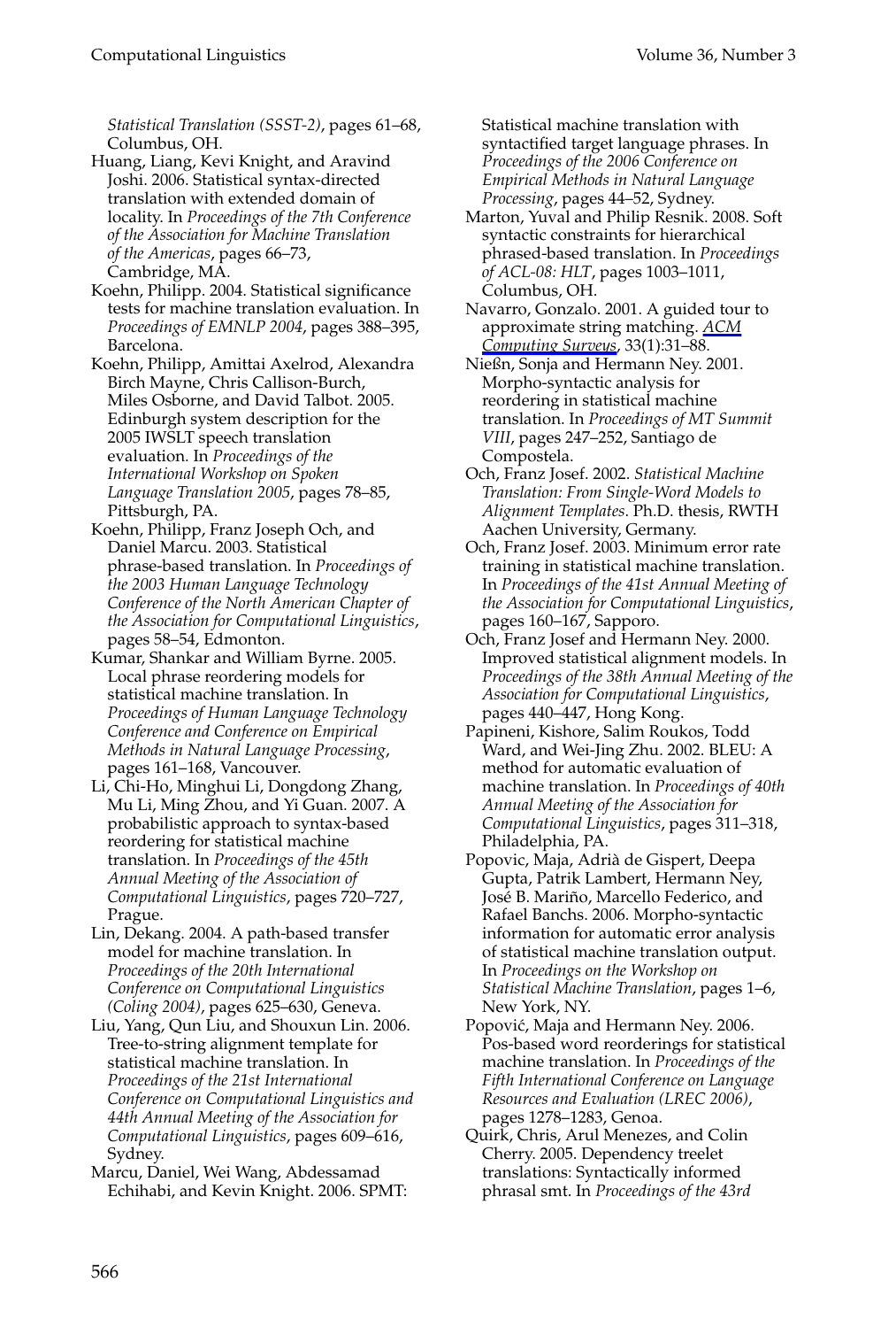*Statistical Translation (SSST-2)*, pages 61–68, Columbus, OH.

Huang, Liang, Kevi Knight, and Aravind Joshi. 2006. Statistical syntax-directed translation with extended domain of locality. In *Proceedings of the 7th Conference of the Association for Machine Translation of the Americas*, pages 66–73, Cambridge, MA.

Koehn, Philipp. 2004. Statistical significance tests for machine translation evaluation. In *Proceedings of EMNLP 2004*, pages 388–395, Barcelona.

Koehn, Philipp, Amittai Axelrod, Alexandra Birch Mayne, Chris Callison-Burch, Miles Osborne, and David Talbot. 2005. Edinburgh system description for the 2005 IWSLT speech translation evaluation. In *Proceedings of the International Workshop on Spoken Language Translation 2005*, pages 78–85, Pittsburgh, PA.

Koehn, Philipp, Franz Joseph Och, and Daniel Marcu. 2003. Statistical phrase-based translation. In *Proceedings of the 2003 Human Language Technology Conference of the North American Chapter of the Association for Computational Linguistics*, pages 58–54, Edmonton.

Kumar, Shankar and William Byrne. 2005. Local phrase reordering models for statistical machine translation. In *Proceedings of Human Language Technology Conference and Conference on Empirical Methods in Natural Language Processing*, pages 161–168, Vancouver.

Li, Chi-Ho, Minghui Li, Dongdong Zhang, Mu Li, Ming Zhou, and Yi Guan. 2007. A probabilistic approach to syntax-based reordering for statistical machine translation. In *Proceedings of the 45th Annual Meeting of the Association of Computational Linguistics*, pages 720–727, Prague.

Lin, Dekang. 2004. A path-based transfer model for machine translation. In *Proceedings of the 20th International Conference on Computational Linguistics (Coling 2004)*, pages 625–630, Geneva.

Liu, Yang, Qun Liu, and Shouxun Lin. 2006. Tree-to-string alignment template for statistical machine translation. In *Proceedings of the 21st International Conference on Computational Linguistics and 44th Annual Meeting of the Association for Computational Linguistics*, pages 609–616, Sydney.

Marcu, Daniel, Wei Wang, Abdessamad Echihabi, and Kevin Knight. 2006. SPMT: Statistical machine translation with syntactified target language phrases. In *Proceedings of the 2006 Conference on Empirical Methods in Natural Language Processing*, pages 44–52, Sydney.

Marton, Yuval and Philip Resnik. 2008. Soft syntactic constraints for hierarchical phrased-based translation. In *Proceedings of ACL-08: HLT*, pages 1003–1011, Columbus, OH.

Navarro, Gonzalo. 2001. A guided tour to approximate string matching. *ACM Computing Surveys*, 33(1):31–88.

Nießn, Sonja and Hermann Ney. 2001. Morpho-syntactic analysis for reordering in statistical machine translation. In *Proceedings of MT Summit VIII*, pages 247–252, Santiago de Compostela.

Och, Franz Josef. 2002. *Statistical Machine Translation: From Single-Word Models to Alignment Templates*. Ph.D. thesis, RWTH Aachen University, Germany.

Och, Franz Josef. 2003. Minimum error rate training in statistical machine translation. In *Proceedings of the 41st Annual Meeting of the Association for Computational Linguistics*, pages 160–167, Sapporo.

Och, Franz Josef and Hermann Ney. 2000. Improved statistical alignment models. In *Proceedings of the 38th Annual Meeting of the Association for Computational Linguistics*, pages 440–447, Hong Kong.

Papineni, Kishore, Salim Roukos, Todd Ward, and Wei-Jing Zhu. 2002. BLEU: A method for automatic evaluation of machine translation. In *Proceedings of 40th Annual Meeting of the Association for Computational Linguistics*, pages 311–318, Philadelphia, PA.

Popovic, Maja, Adrià de Gispert, Deepa Gupta, Patrik Lambert, Hermann Ney, José B. Mariño, Marcello Federico, and Rafael Banchs. 2006. Morpho-syntactic information for automatic error analysis of statistical machine translation output. In *Proceedings on the Workshop on Statistical Machine Translation*, pages 1–6, New York, NY.

Popović, Maja and Hermann Ney. 2006. Pos-based word reorderings for statistical machine translation. In *Proceedings of the Fifth International Conference on Language Resources and Evaluation (LREC 2006)*, pages 1278–1283, Genoa.

Quirk, Chris, Arul Menezes, and Colin Cherry. 2005. Dependency treelet translations: Syntactically informed phrasal smt. In *Proceedings of the 43rd*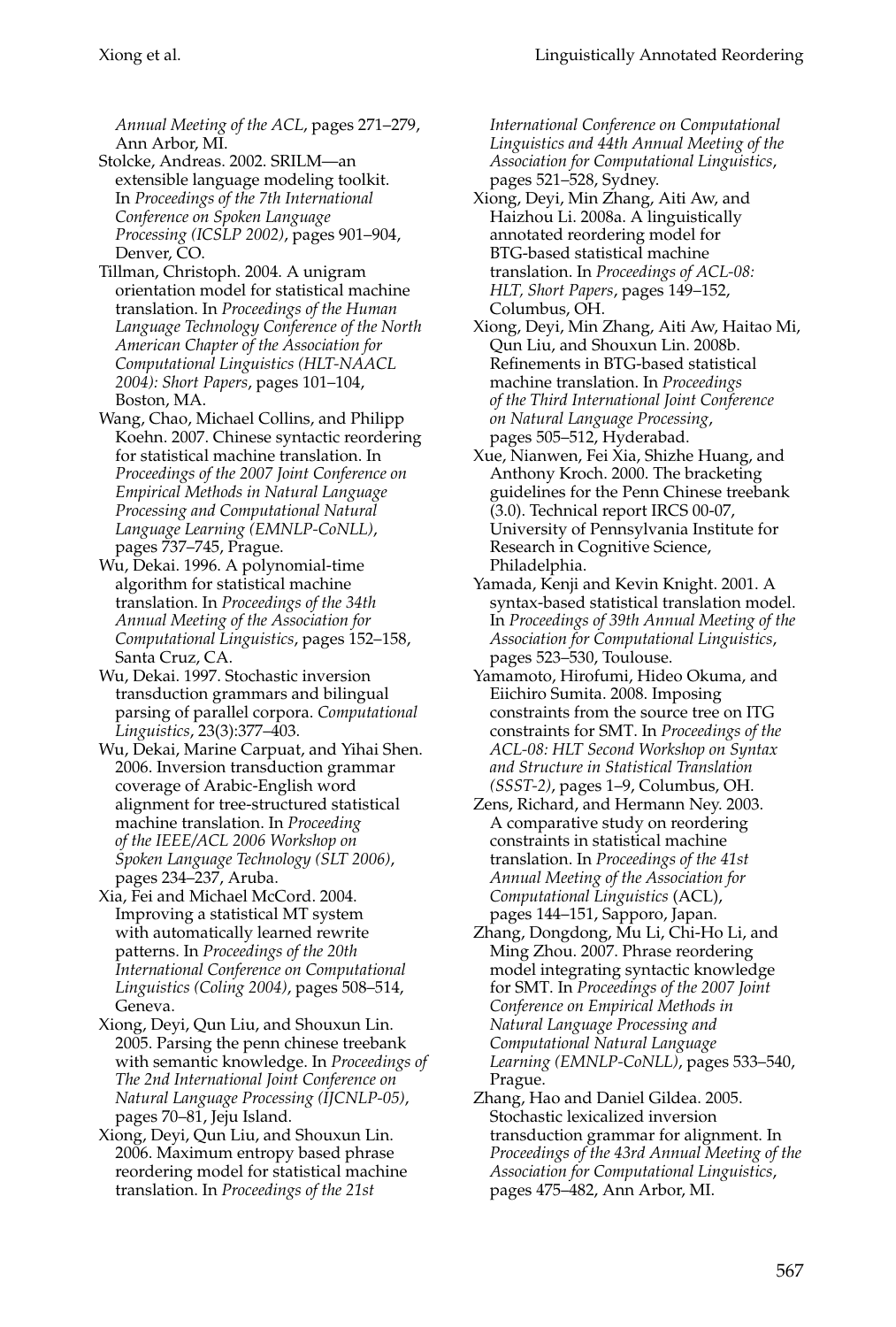*Annual Meeting of the ACL*, pages 271–279, Ann Arbor, MI.

Stolcke, Andreas. 2002. SRILM—an extensible language modeling toolkit. In *Proceedings of the 7th International Conference on Spoken Language Processing (ICSLP 2002)*, pages 901–904, Denver, CO.

Tillman, Christoph. 2004. A unigram orientation model for statistical machine translation. In *Proceedings of the Human Language Technology Conference of the North American Chapter of the Association for Computational Linguistics (HLT-NAACL 2004): Short Papers*, pages 101–104, Boston, MA.

Wang, Chao, Michael Collins, and Philipp Koehn. 2007. Chinese syntactic reordering for statistical machine translation. In *Proceedings of the 2007 Joint Conference on Empirical Methods in Natural Language Processing and Computational Natural Language Learning (EMNLP-CoNLL)*, pages 737–745, Prague.

Wu, Dekai. 1996. A polynomial-time algorithm for statistical machine translation. In *Proceedings of the 34th Annual Meeting of the Association for Computational Linguistics*, pages 152–158, Santa Cruz, CA.

Wu, Dekai. 1997. Stochastic inversion transduction grammars and bilingual parsing of parallel corpora. *Computational Linguistics*, 23(3):377–403.

Wu, Dekai, Marine Carpuat, and Yihai Shen. 2006. Inversion transduction grammar coverage of Arabic-English word alignment for tree-structured statistical machine translation. In *Proceeding of the IEEE/ACL 2006 Workshop on Spoken Language Technology (SLT 2006)*, pages 234–237, Aruba.

Xia, Fei and Michael McCord. 2004. Improving a statistical MT system with automatically learned rewrite patterns. In *Proceedings of the 20th International Conference on Computational Linguistics (Coling 2004)*, pages 508–514, Geneva.

Xiong, Deyi, Qun Liu, and Shouxun Lin. 2005. Parsing the penn chinese treebank with semantic knowledge. In *Proceedings of The 2nd International Joint Conference on Natural Language Processing (IJCNLP-05)*, pages 70–81, Jeju Island.

Xiong, Deyi, Qun Liu, and Shouxun Lin. 2006. Maximum entropy based phrase reordering model for statistical machine translation. In *Proceedings of the 21st International Conference on Computational Linguistics and 44th Annual Meeting of the Association for Computational Linguistics*, pages 521–528, Sydney.

Xiong, Deyi, Min Zhang, Aiti Aw, and Haizhou Li. 2008a. A linguistically annotated reordering model for BTG-based statistical machine translation. In *Proceedings of ACL-08: HLT, Short Papers*, pages 149–152, Columbus, OH.

Xiong, Deyi, Min Zhang, Aiti Aw, Haitao Mi, Qun Liu, and Shouxun Lin. 2008b. Refinements in BTG-based statistical machine translation. In *Proceedings of the Third International Joint Conference on Natural Language Processing*, pages 505–512, Hyderabad.

Xue, Nianwen, Fei Xia, Shizhe Huang, and Anthony Kroch. 2000. The bracketing guidelines for the Penn Chinese treebank (3.0). Technical report IRCS 00-07, University of Pennsylvania Institute for Research in Cognitive Science, Philadelphia.

Yamada, Kenji and Kevin Knight. 2001. A syntax-based statistical translation model. In *Proceedings of 39th Annual Meeting of the Association for Computational Linguistics*, pages 523–530, Toulouse.

Yamamoto, Hirofumi, Hideo Okuma, and Eiichiro Sumita. 2008. Imposing constraints from the source tree on ITG constraints for SMT. In *Proceedings of the ACL-08: HLT Second Workshop on Syntax and Structure in Statistical Translation (SSST-2)*, pages 1–9, Columbus, OH.

Zens, Richard, and Hermann Ney. 2003. A comparative study on reordering constraints in statistical machine translation. In *Proceedings of the 41st Annual Meeting of the Association for Computational Linguistics* (ACL), pages 144–151, Sapporo, Japan.

Zhang, Dongdong, Mu Li, Chi-Ho Li, and Ming Zhou. 2007. Phrase reordering model integrating syntactic knowledge for SMT. In *Proceedings of the 2007 Joint Conference on Empirical Methods in Natural Language Processing and Computational Natural Language Learning (EMNLP-CoNLL)*, pages 533–540, Prague.

Zhang, Hao and Daniel Gildea. 2005. Stochastic lexicalized inversion transduction grammar for alignment. In *Proceedings of the 43rd Annual Meeting of the Association for Computational Linguistics*, pages 475–482, Ann Arbor, MI.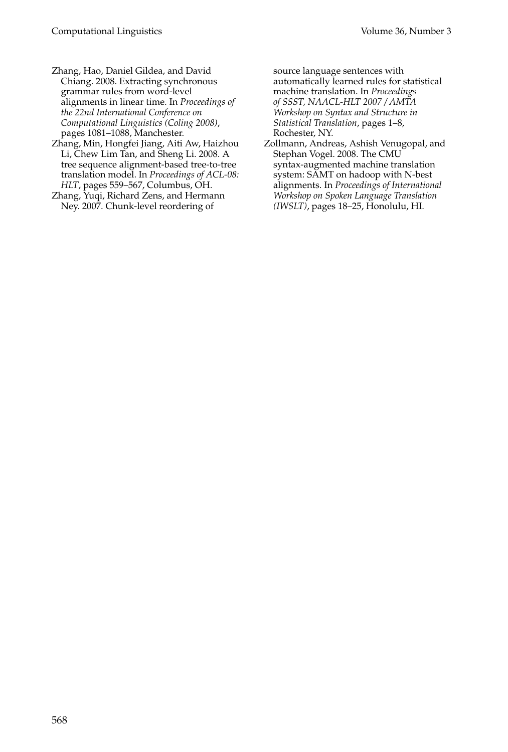Zhang, Hao, Daniel Gildea, and David Chiang. 2008. Extracting synchronous grammar rules from word-level alignments in linear time. In *Proceedings of the 22nd International Conference on Computational Linguistics (Coling 2008)*, pages 1081–1088, Manchester.

Zhang, Min, Hongfei Jiang, Aiti Aw, Haizhou Li, Chew Lim Tan, and Sheng Li. 2008. A tree sequence alignment-based tree-to-tree translation model. In *Proceedings of ACL-08: HLT*, pages 559–567, Columbus, OH.

Zhang, Yuqi, Richard Zens, and Hermann Ney. 2007. Chunk-level reordering of source language sentences with automatically learned rules for statistical machine translation. In *Proceedings of SSST, NAACL-HLT 2007 / AMTA Workshop on Syntax and Structure in Statistical Translation*, pages 1–8, Rochester, NY.

Zollmann, Andreas, Ashish Venugopal, and Stephan Vogel. 2008. The CMU syntax-augmented machine translation system: SAMT on hadoop with N-best alignments. In *Proceedings of International Workshop on Spoken Language Translation (IWSLT)*, pages 18–25, Honolulu, HI.